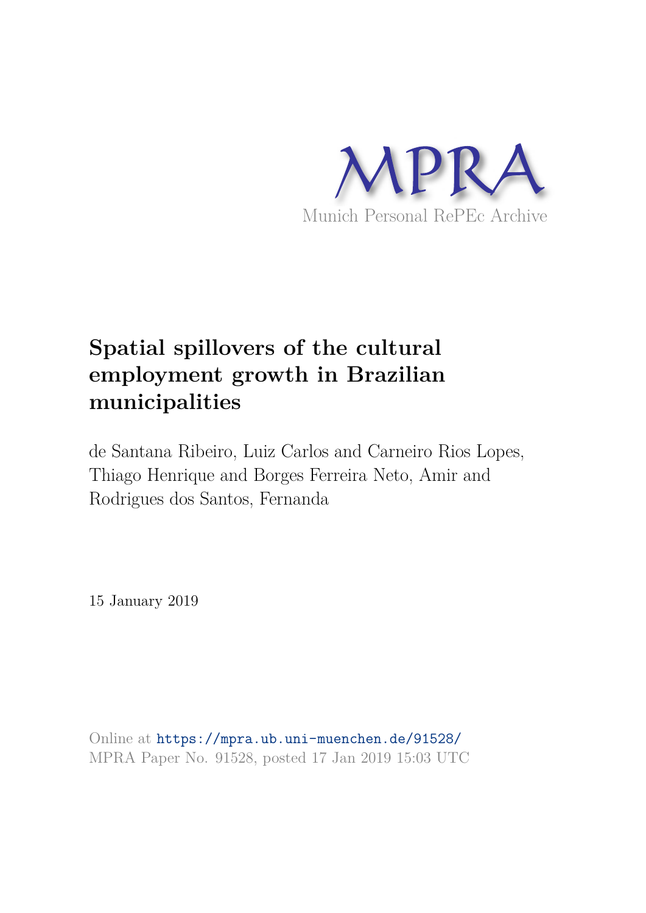MPRA

Munich Personal RePEc Archive

# Spatial spillovers of the cultural employment growth in Brazilian municipalities

de Santana Ribeiro, Luiz Carlos and Carneiro Rios Lopes, Thiago Henrique and Borges Ferreira Neto, Amir and Rodrigues dos Santos, Fernanda

15 January 2019

Online at https://mpra.ub.uni-muenchen.de/91528/
MPRA Paper No. 91528, posted 17 Jan 2019 15:03 UTC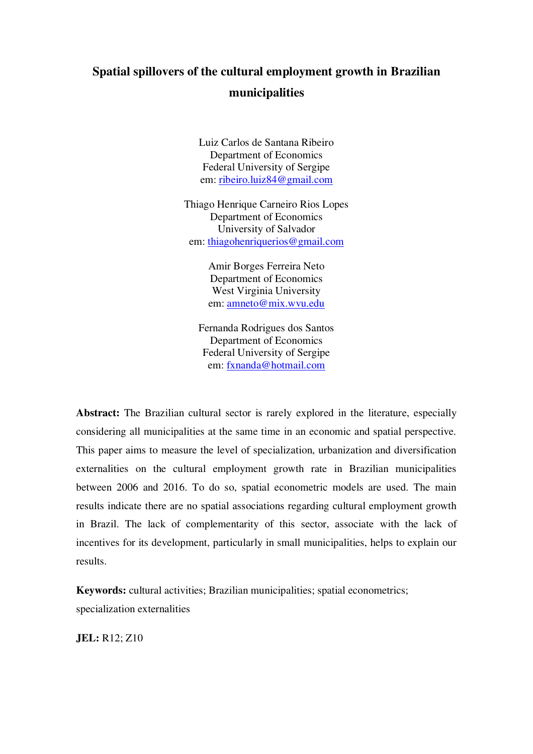# Spatial spillovers of the cultural employment growth in Brazilian municipalities

Luiz Carlos de Santana Ribeiro
Department of Economics
Federal University of Sergipe
em: ribeiro.luiz84@gmail.com

Thiago Henrique Carneiro Rios Lopes
Department of Economics
University of Salvador
em: thiagohenriquerios@gmail.com

Amir Borges Ferreira Neto
Department of Economics
West Virginia University
em: amneto@mix.wvu.edu

Fernanda Rodrigues dos Santos
Department of Economics
Federal University of Sergipe
em: fxnanda@hotmail.com

**Abstract:** The Brazilian cultural sector is rarely explored in the literature, especially considering all municipalities at the same time in an economic and spatial perspective. This paper aims to measure the level of specialization, urbanization and diversification externalities on the cultural employment growth rate in Brazilian municipalities between 2006 and 2016. To do so, spatial econometric models are used. The main results indicate there are no spatial associations regarding cultural employment growth in Brazil. The lack of complementarity of this sector, associate with the lack of incentives for its development, particularly in small municipalities, helps to explain our results.

**Keywords:** cultural activities; Brazilian municipalities; spatial econometrics; specialization externalities

**JEL:** R12; Z10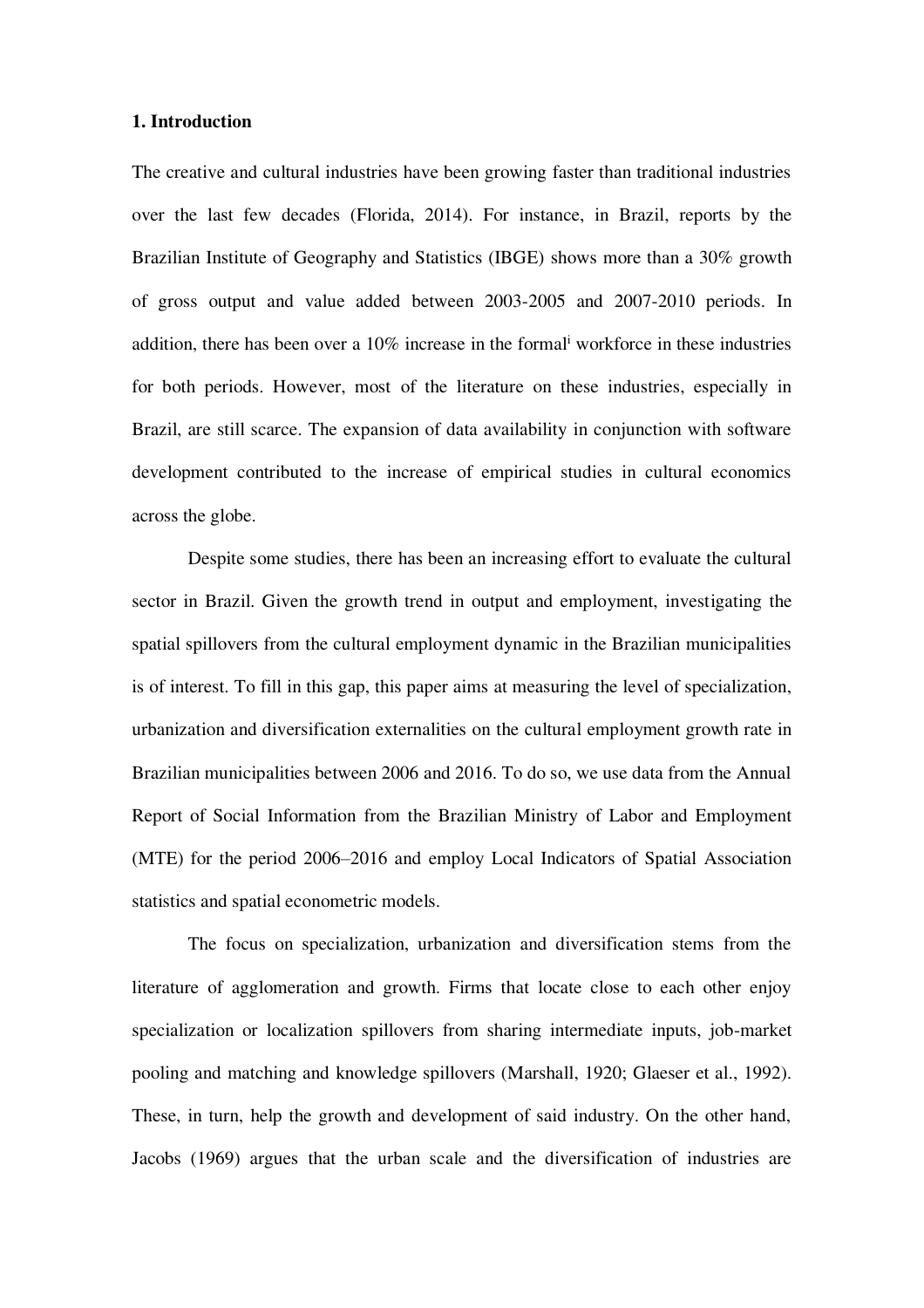## 1. Introduction

The creative and cultural industries have been growing faster than traditional industries over the last few decades (Florida, 2014). For instance, in Brazil, reports by the Brazilian Institute of Geography and Statistics (IBGE) shows more than a 30% growth of gross output and value added between 2003-2005 and 2007-2010 periods. In addition, there has been over a 10% increase in the formal[i] workforce in these industries for both periods. However, most of the literature on these industries, especially in Brazil, are still scarce. The expansion of data availability in conjunction with software development contributed to the increase of empirical studies in cultural economics across the globe.

Despite some studies, there has been an increasing effort to evaluate the cultural sector in Brazil. Given the growth trend in output and employment, investigating the spatial spillovers from the cultural employment dynamic in the Brazilian municipalities is of interest. To fill in this gap, this paper aims at measuring the level of specialization, urbanization and diversification externalities on the cultural employment growth rate in Brazilian municipalities between 2006 and 2016. To do so, we use data from the Annual Report of Social Information from the Brazilian Ministry of Labor and Employment (MTE) for the period 2006–2016 and employ Local Indicators of Spatial Association statistics and spatial econometric models.

The focus on specialization, urbanization and diversification stems from the literature of agglomeration and growth. Firms that locate close to each other enjoy specialization or localization spillovers from sharing intermediate inputs, job-market pooling and matching and knowledge spillovers (Marshall, 1920; Glaeser et al., 1992). These, in turn, help the growth and development of said industry. On the other hand, Jacobs (1969) argues that the urban scale and the diversification of industries are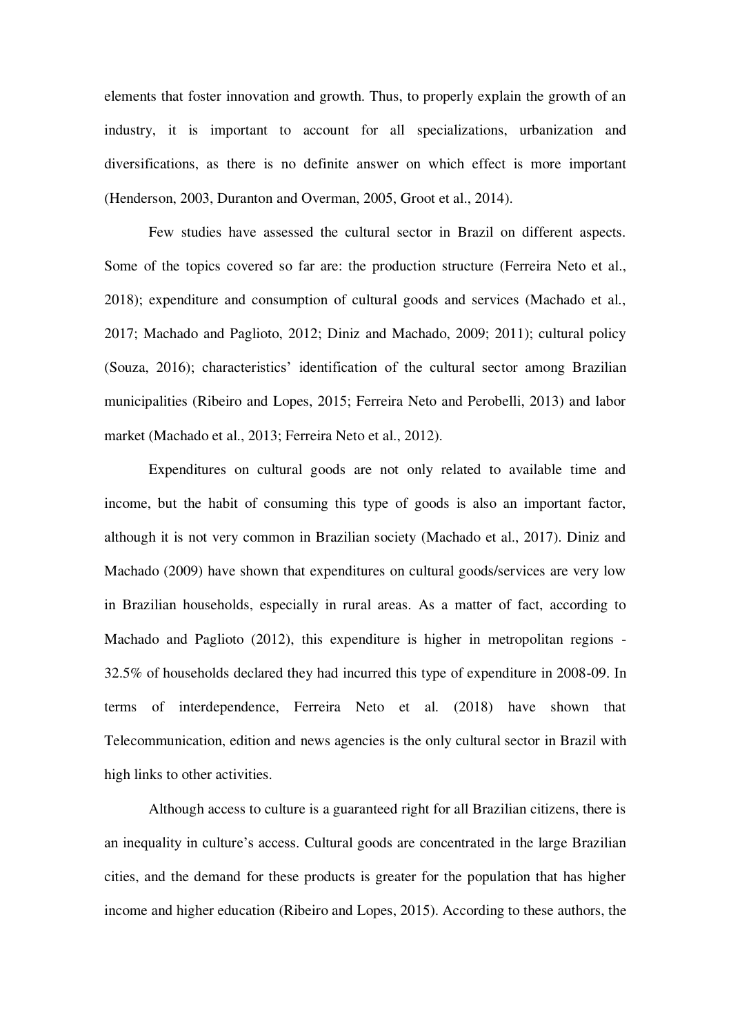elements that foster innovation and growth. Thus, to properly explain the growth of an industry, it is important to account for all specializations, urbanization and diversifications, as there is no definite answer on which effect is more important (Henderson, 2003, Duranton and Overman, 2005, Groot et al., 2014).

Few studies have assessed the cultural sector in Brazil on different aspects. Some of the topics covered so far are: the production structure (Ferreira Neto et al., 2018); expenditure and consumption of cultural goods and services (Machado et al., 2017; Machado and Paglioto, 2012; Diniz and Machado, 2009; 2011); cultural policy (Souza, 2016); characteristics' identification of the cultural sector among Brazilian municipalities (Ribeiro and Lopes, 2015; Ferreira Neto and Perobelli, 2013) and labor market (Machado et al., 2013; Ferreira Neto et al., 2012).

Expenditures on cultural goods are not only related to available time and income, but the habit of consuming this type of goods is also an important factor, although it is not very common in Brazilian society (Machado et al., 2017). Diniz and Machado (2009) have shown that expenditures on cultural goods/services are very low in Brazilian households, especially in rural areas. As a matter of fact, according to Machado and Paglioto (2012), this expenditure is higher in metropolitan regions - 32.5% of households declared they had incurred this type of expenditure in 2008-09. In terms of interdependence, Ferreira Neto et al. (2018) have shown that Telecommunication, edition and news agencies is the only cultural sector in Brazil with high links to other activities.

Although access to culture is a guaranteed right for all Brazilian citizens, there is an inequality in culture's access. Cultural goods are concentrated in the large Brazilian cities, and the demand for these products is greater for the population that has higher income and higher education (Ribeiro and Lopes, 2015). According to these authors, the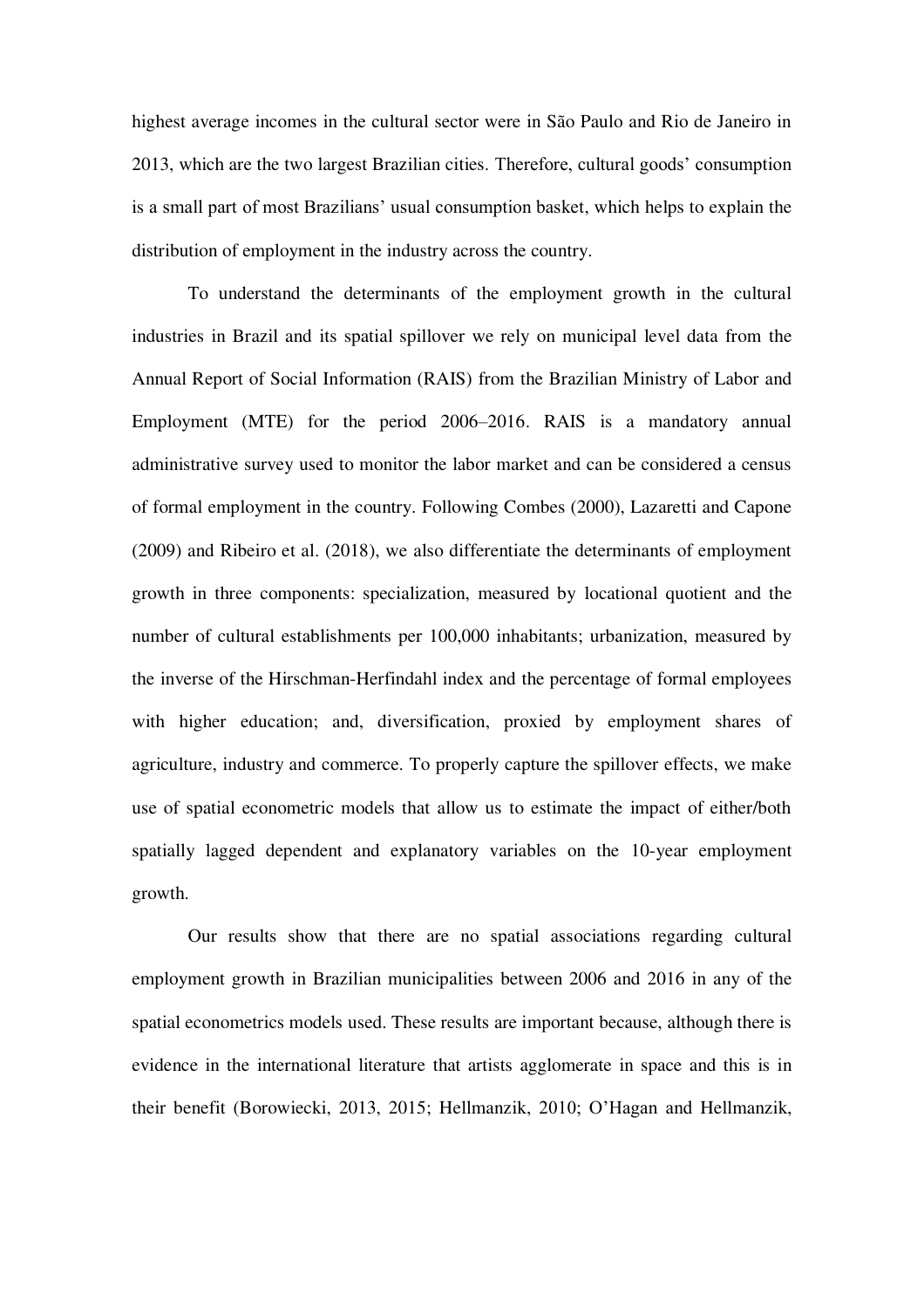highest average incomes in the cultural sector were in São Paulo and Rio de Janeiro in 2013, which are the two largest Brazilian cities. Therefore, cultural goods' consumption is a small part of most Brazilians' usual consumption basket, which helps to explain the distribution of employment in the industry across the country.

To understand the determinants of the employment growth in the cultural industries in Brazil and its spatial spillover we rely on municipal level data from the Annual Report of Social Information (RAIS) from the Brazilian Ministry of Labor and Employment (MTE) for the period 2006–2016. RAIS is a mandatory annual administrative survey used to monitor the labor market and can be considered a census of formal employment in the country. Following Combes (2000), Lazaretti and Capone (2009) and Ribeiro et al. (2018), we also differentiate the determinants of employment growth in three components: specialization, measured by locational quotient and the number of cultural establishments per 100,000 inhabitants; urbanization, measured by the inverse of the Hirschman-Herfindahl index and the percentage of formal employees with higher education; and, diversification, proxied by employment shares of agriculture, industry and commerce. To properly capture the spillover effects, we make use of spatial econometric models that allow us to estimate the impact of either/both spatially lagged dependent and explanatory variables on the 10-year employment growth.

Our results show that there are no spatial associations regarding cultural employment growth in Brazilian municipalities between 2006 and 2016 in any of the spatial econometrics models used. These results are important because, although there is evidence in the international literature that artists agglomerate in space and this is in their benefit (Borowiecki, 2013, 2015; Hellmanzik, 2010; O'Hagan and Hellmanzik,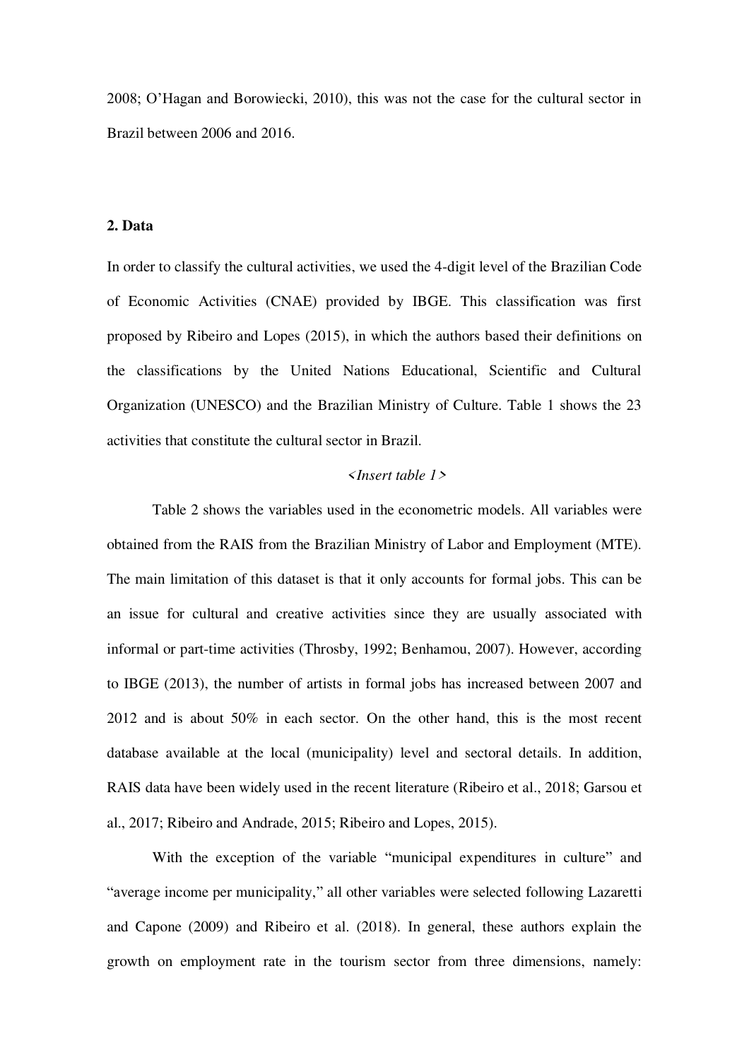2008; O'Hagan and Borowiecki, 2010), this was not the case for the cultural sector in Brazil between 2006 and 2016.

## 2. Data

In order to classify the cultural activities, we used the 4-digit level of the Brazilian Code of Economic Activities (CNAE) provided by IBGE. This classification was first proposed by Ribeiro and Lopes (2015), in which the authors based their definitions on the classifications by the United Nations Educational, Scientific and Cultural Organization (UNESCO) and the Brazilian Ministry of Culture. Table 1 shows the 23 activities that constitute the cultural sector in Brazil.

*<Insert table 1>*

Table 2 shows the variables used in the econometric models. All variables were obtained from the RAIS from the Brazilian Ministry of Labor and Employment (MTE). The main limitation of this dataset is that it only accounts for formal jobs. This can be an issue for cultural and creative activities since they are usually associated with informal or part-time activities (Throsby, 1992; Benhamou, 2007). However, according to IBGE (2013), the number of artists in formal jobs has increased between 2007 and 2012 and is about 50% in each sector. On the other hand, this is the most recent database available at the local (municipality) level and sectoral details. In addition, RAIS data have been widely used in the recent literature (Ribeiro et al., 2018; Garsou et al., 2017; Ribeiro and Andrade, 2015; Ribeiro and Lopes, 2015).

With the exception of the variable "municipal expenditures in culture" and "average income per municipality," all other variables were selected following Lazaretti and Capone (2009) and Ribeiro et al. (2018). In general, these authors explain the growth on employment rate in the tourism sector from three dimensions, namely: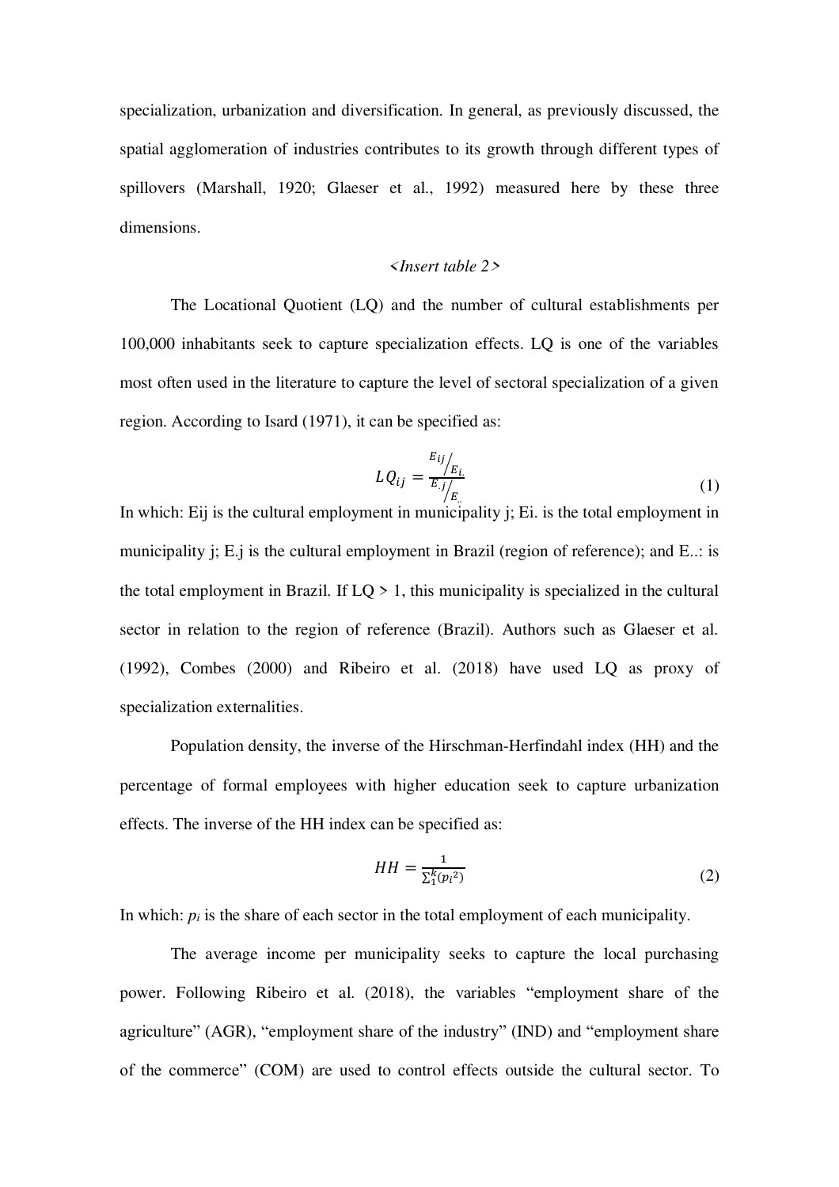specialization, urbanization and diversification. In general, as previously discussed, the spatial agglomeration of industries contributes to its growth through different types of spillovers (Marshall, 1920; Glaeser et al., 1992) measured here by these three dimensions.

*<Insert table 2>*

The Locational Quotient (LQ) and the number of cultural establishments per 100,000 inhabitants seek to capture specialization effects. LQ is one of the variables most often used in the literature to capture the level of sectoral specialization of a given region. According to Isard (1971), it can be specified as:

$$LQ_{ij} = \frac{E_{ij}/E_{i.}}{E_{.j}/E_{..}} \tag{1}$$

In which: Eij is the cultural employment in municipality j; Ei. is the total employment in municipality j; E.j is the cultural employment in Brazil (region of reference); and E..: is the total employment in Brazil. If LQ > 1, this municipality is specialized in the cultural sector in relation to the region of reference (Brazil). Authors such as Glaeser et al. (1992), Combes (2000) and Ribeiro et al. (2018) have used LQ as proxy of specialization externalities.

Population density, the inverse of the Hirschman-Herfindahl index (HH) and the percentage of formal employees with higher education seek to capture urbanization effects. The inverse of the HH index can be specified as:

$$HH = \frac{1}{\sum_{1}^{k}(p_i{}^2)} \tag{2}$$

In which: $p_i$ is the share of each sector in the total employment of each municipality.

The average income per municipality seeks to capture the local purchasing power. Following Ribeiro et al. (2018), the variables "employment share of the agriculture" (AGR), "employment share of the industry" (IND) and "employment share of the commerce" (COM) are used to control effects outside the cultural sector. To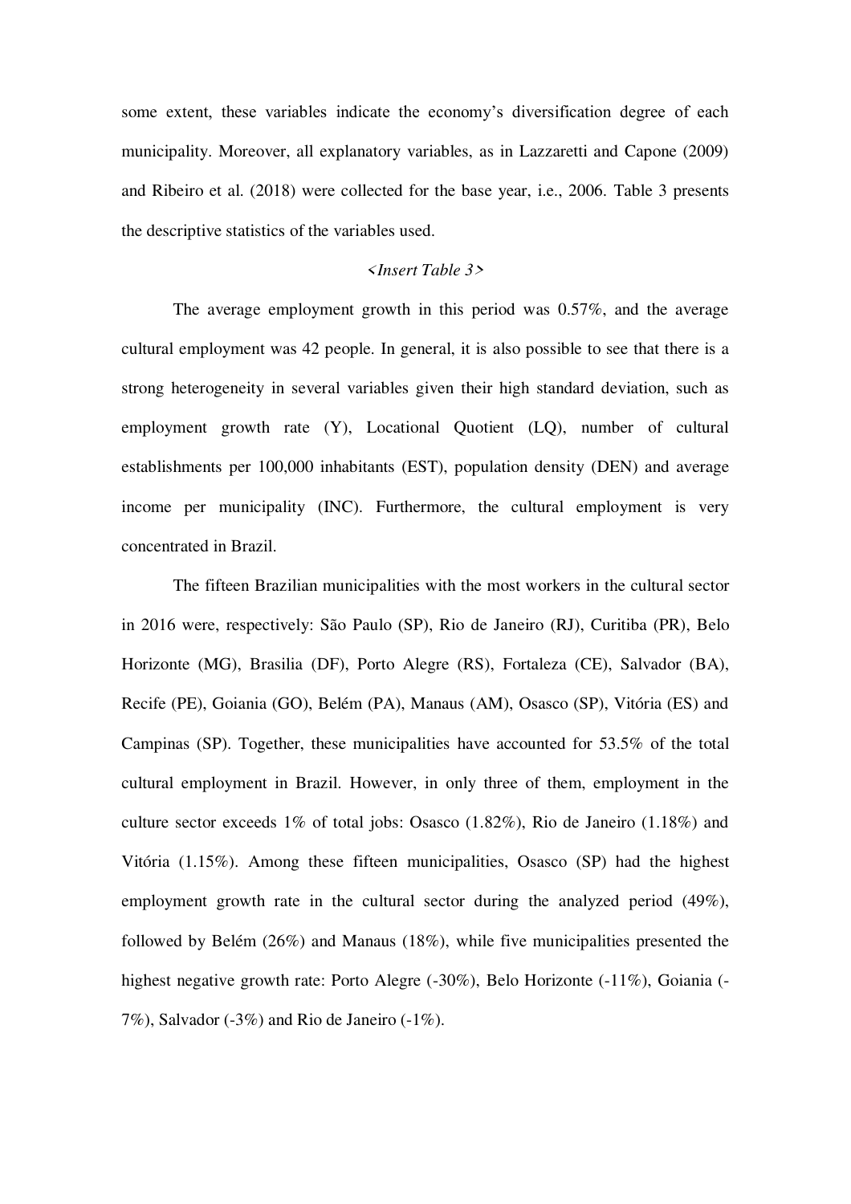some extent, these variables indicate the economy's diversification degree of each municipality. Moreover, all explanatory variables, as in Lazzaretti and Capone (2009) and Ribeiro et al. (2018) were collected for the base year, i.e., 2006. Table 3 presents the descriptive statistics of the variables used.

*<Insert Table 3>*

The average employment growth in this period was 0.57%, and the average cultural employment was 42 people. In general, it is also possible to see that there is a strong heterogeneity in several variables given their high standard deviation, such as employment growth rate (Y), Locational Quotient (LQ), number of cultural establishments per 100,000 inhabitants (EST), population density (DEN) and average income per municipality (INC). Furthermore, the cultural employment is very concentrated in Brazil.

The fifteen Brazilian municipalities with the most workers in the cultural sector in 2016 were, respectively: São Paulo (SP), Rio de Janeiro (RJ), Curitiba (PR), Belo Horizonte (MG), Brasilia (DF), Porto Alegre (RS), Fortaleza (CE), Salvador (BA), Recife (PE), Goiania (GO), Belém (PA), Manaus (AM), Osasco (SP), Vitória (ES) and Campinas (SP). Together, these municipalities have accounted for 53.5% of the total cultural employment in Brazil. However, in only three of them, employment in the culture sector exceeds 1% of total jobs: Osasco (1.82%), Rio de Janeiro (1.18%) and Vitória (1.15%). Among these fifteen municipalities, Osasco (SP) had the highest employment growth rate in the cultural sector during the analyzed period (49%), followed by Belém (26%) and Manaus (18%), while five municipalities presented the highest negative growth rate: Porto Alegre (-30%), Belo Horizonte (-11%), Goiania (-7%), Salvador (-3%) and Rio de Janeiro (-1%).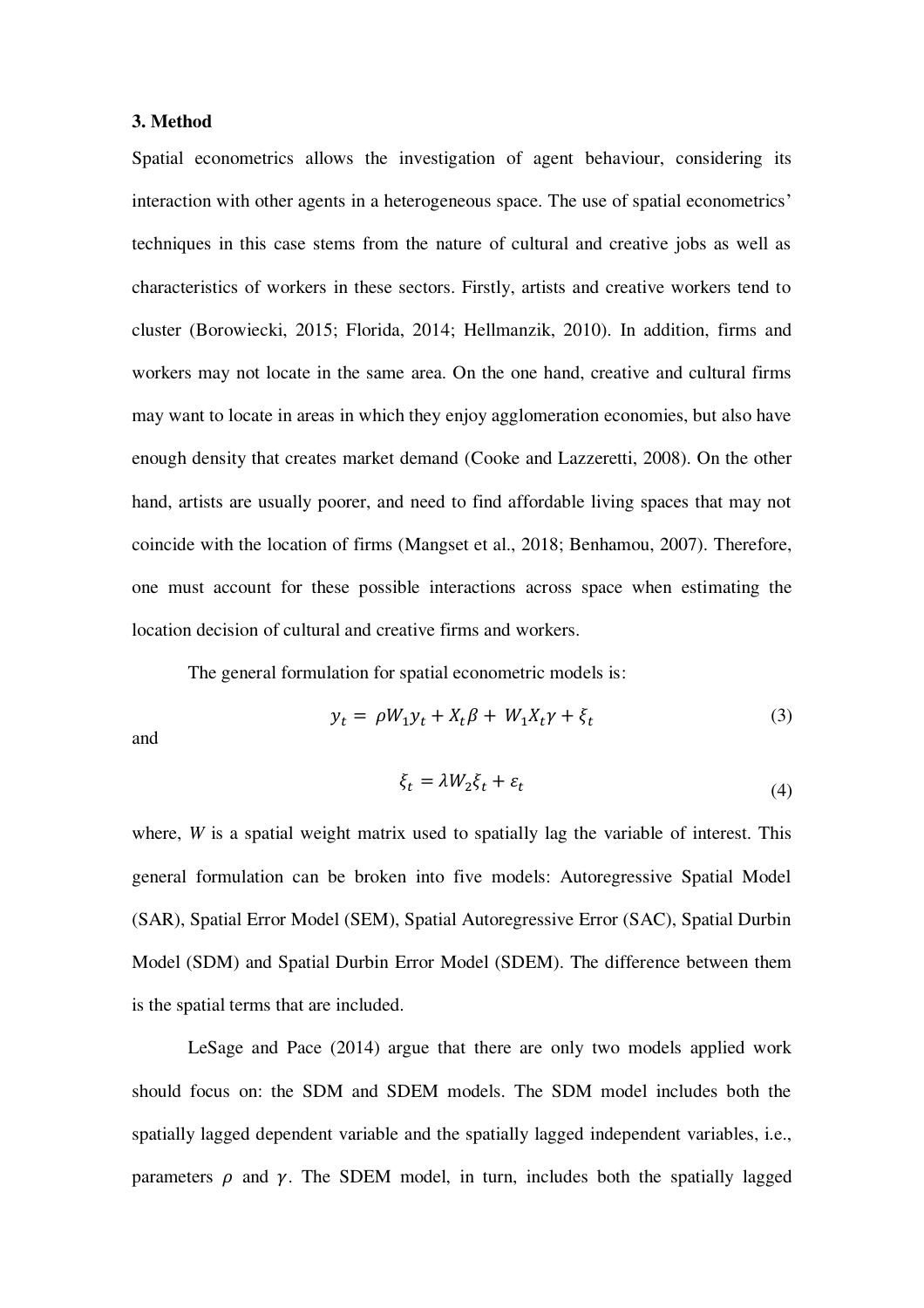### 3. Method

Spatial econometrics allows the investigation of agent behaviour, considering its interaction with other agents in a heterogeneous space. The use of spatial econometrics' techniques in this case stems from the nature of cultural and creative jobs as well as characteristics of workers in these sectors. Firstly, artists and creative workers tend to cluster (Borowiecki, 2015; Florida, 2014; Hellmanzik, 2010). In addition, firms and workers may not locate in the same area. On the one hand, creative and cultural firms may want to locate in areas in which they enjoy agglomeration economies, but also have enough density that creates market demand (Cooke and Lazzeretti, 2008). On the other hand, artists are usually poorer, and need to find affordable living spaces that may not coincide with the location of firms (Mangset et al., 2018; Benhamou, 2007). Therefore, one must account for these possible interactions across space when estimating the location decision of cultural and creative firms and workers.

The general formulation for spatial econometric models is:

$$y_t = \rho W_1 y_t + X_t \beta + W_1 X_t \gamma + \xi_t \tag{3}$$

and

$$\xi_t = \lambda W_2 \xi_t + \varepsilon_t \tag{4}$$

where, $W$ is a spatial weight matrix used to spatially lag the variable of interest. This general formulation can be broken into five models: Autoregressive Spatial Model (SAR), Spatial Error Model (SEM), Spatial Autoregressive Error (SAC), Spatial Durbin Model (SDM) and Spatial Durbin Error Model (SDEM). The difference between them is the spatial terms that are included.

LeSage and Pace (2014) argue that there are only two models applied work should focus on: the SDM and SDEM models. The SDM model includes both the spatially lagged dependent variable and the spatially lagged independent variables, i.e., parameters $\rho$ and $\gamma$. The SDEM model, in turn, includes both the spatially lagged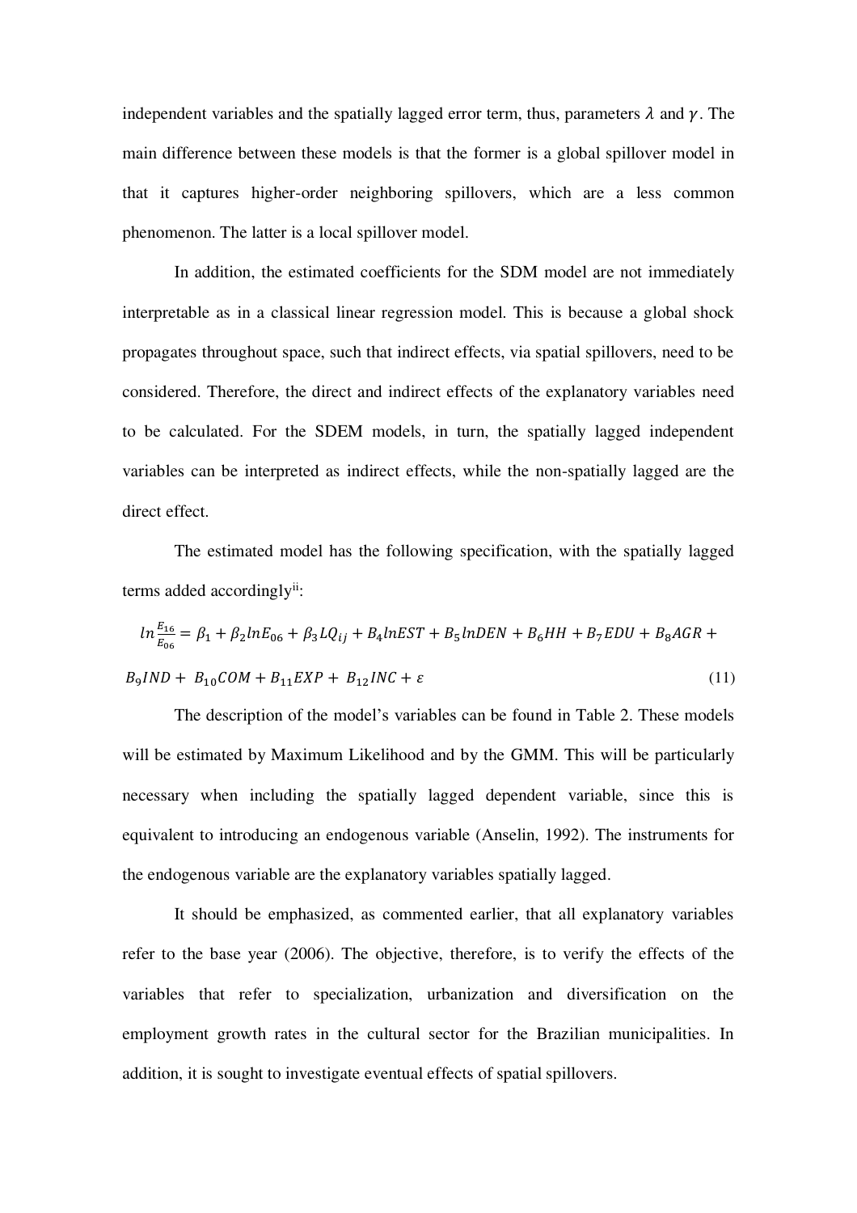independent variables and the spatially lagged error term, thus, parameters $\lambda$ and $\gamma$. The main difference between these models is that the former is a global spillover model in that it captures higher-order neighboring spillovers, which are a less common phenomenon. The latter is a local spillover model.

In addition, the estimated coefficients for the SDM model are not immediately interpretable as in a classical linear regression model. This is because a global shock propagates throughout space, such that indirect effects, via spatial spillovers, need to be considered. Therefore, the direct and indirect effects of the explanatory variables need to be calculated. For the SDEM models, in turn, the spatially lagged independent variables can be interpreted as indirect effects, while the non-spatially lagged are the direct effect.

The estimated model has the following specification, with the spatially lagged terms added accordingly[ii]:

$$ln\frac{E_{16}}{E_{06}} = \beta_1 + \beta_2 lnE_{06} + \beta_3 LQ_{ij} + B_4 lnEST + B_5 lnDEN + B_6 HH + B_7 EDU + B_8 AGR + B_9 IND + B_{10} COM + B_{11} EXP + B_{12} INC + \varepsilon \quad (11)$$

The description of the model's variables can be found in Table 2. These models will be estimated by Maximum Likelihood and by the GMM. This will be particularly necessary when including the spatially lagged dependent variable, since this is equivalent to introducing an endogenous variable (Anselin, 1992). The instruments for the endogenous variable are the explanatory variables spatially lagged.

It should be emphasized, as commented earlier, that all explanatory variables refer to the base year (2006). The objective, therefore, is to verify the effects of the variables that refer to specialization, urbanization and diversification on the employment growth rates in the cultural sector for the Brazilian municipalities. In addition, it is sought to investigate eventual effects of spatial spillovers.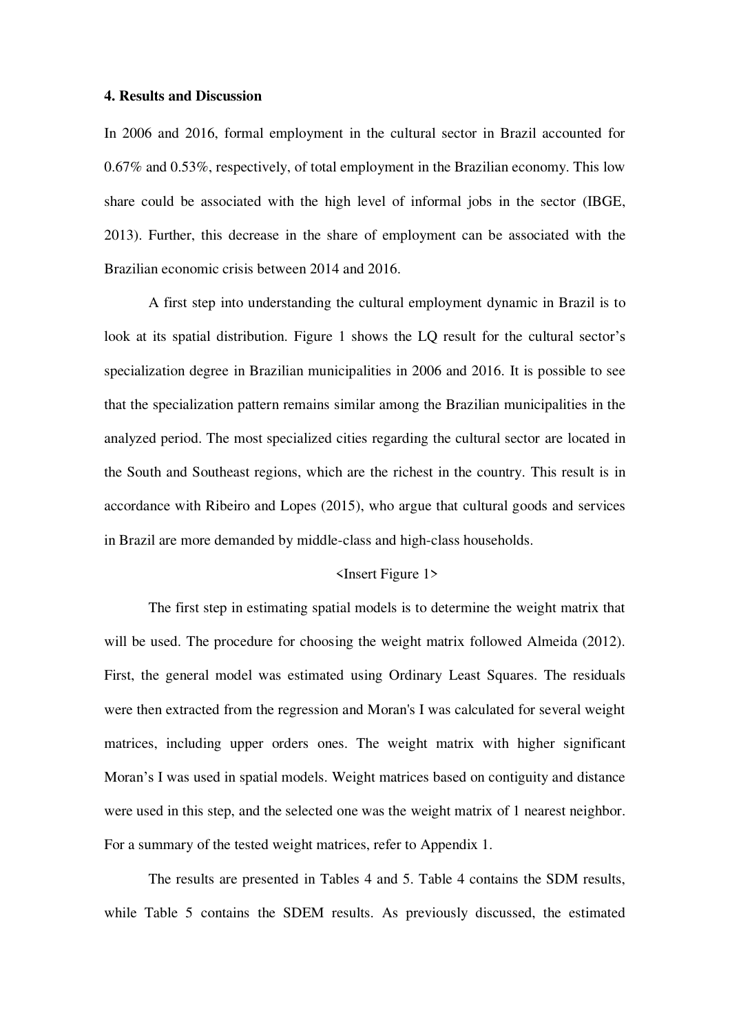## 4. Results and Discussion

In 2006 and 2016, formal employment in the cultural sector in Brazil accounted for 0.67% and 0.53%, respectively, of total employment in the Brazilian economy. This low share could be associated with the high level of informal jobs in the sector (IBGE, 2013). Further, this decrease in the share of employment can be associated with the Brazilian economic crisis between 2014 and 2016.

A first step into understanding the cultural employment dynamic in Brazil is to look at its spatial distribution. Figure 1 shows the LQ result for the cultural sector's specialization degree in Brazilian municipalities in 2006 and 2016. It is possible to see that the specialization pattern remains similar among the Brazilian municipalities in the analyzed period. The most specialized cities regarding the cultural sector are located in the South and Southeast regions, which are the richest in the country. This result is in accordance with Ribeiro and Lopes (2015), who argue that cultural goods and services in Brazil are more demanded by middle-class and high-class households.

<Insert Figure 1>

The first step in estimating spatial models is to determine the weight matrix that will be used. The procedure for choosing the weight matrix followed Almeida (2012). First, the general model was estimated using Ordinary Least Squares. The residuals were then extracted from the regression and Moran's I was calculated for several weight matrices, including upper orders ones. The weight matrix with higher significant Moran's I was used in spatial models. Weight matrices based on contiguity and distance were used in this step, and the selected one was the weight matrix of 1 nearest neighbor. For a summary of the tested weight matrices, refer to Appendix 1.

The results are presented in Tables 4 and 5. Table 4 contains the SDM results, while Table 5 contains the SDEM results. As previously discussed, the estimated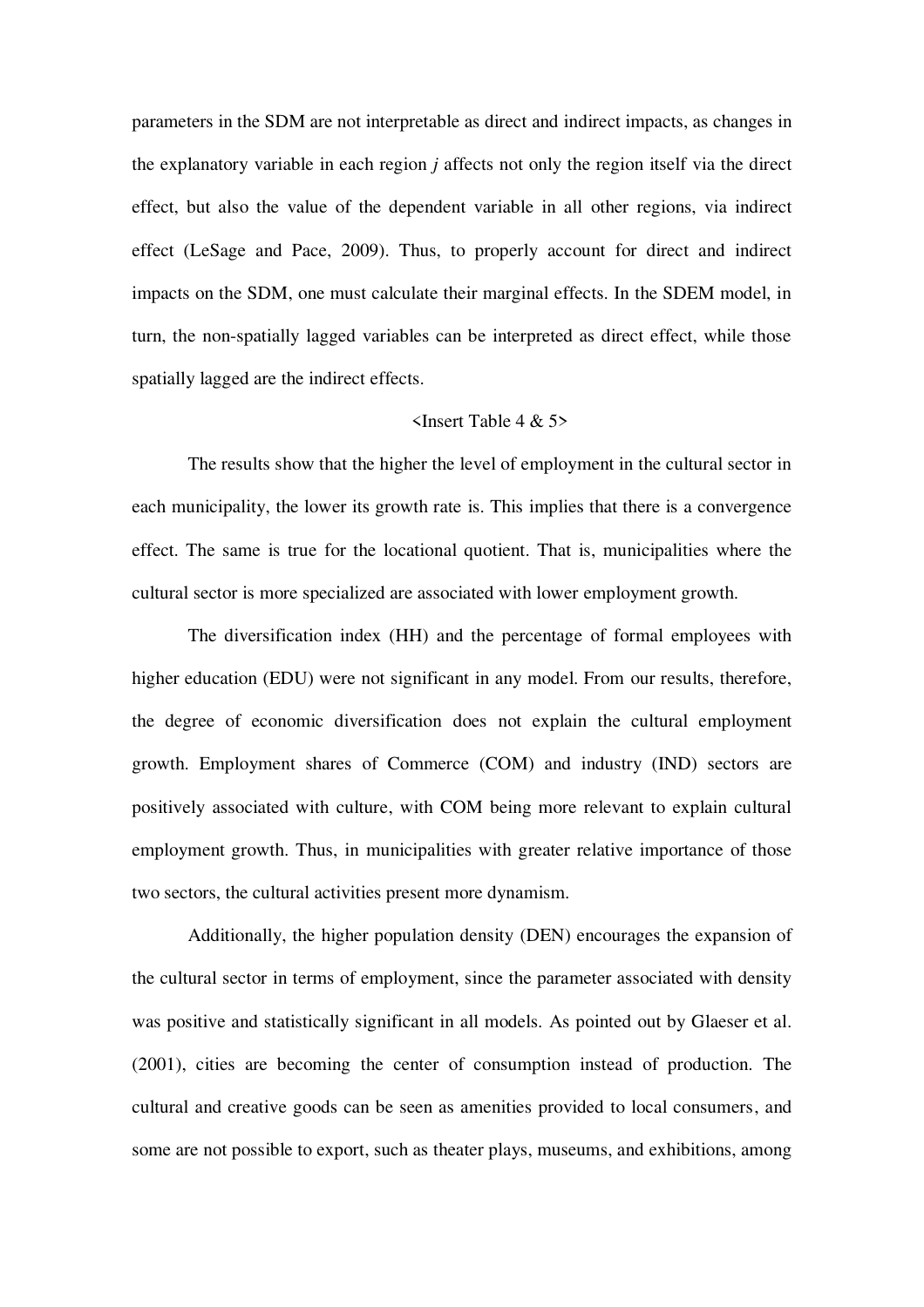parameters in the SDM are not interpretable as direct and indirect impacts, as changes in the explanatory variable in each region *j* affects not only the region itself via the direct effect, but also the value of the dependent variable in all other regions, via indirect effect (LeSage and Pace, 2009). Thus, to properly account for direct and indirect impacts on the SDM, one must calculate their marginal effects. In the SDEM model, in turn, the non-spatially lagged variables can be interpreted as direct effect, while those spatially lagged are the indirect effects.

<Insert Table 4 & 5>

The results show that the higher the level of employment in the cultural sector in each municipality, the lower its growth rate is. This implies that there is a convergence effect. The same is true for the locational quotient. That is, municipalities where the cultural sector is more specialized are associated with lower employment growth.

The diversification index (HH) and the percentage of formal employees with higher education (EDU) were not significant in any model. From our results, therefore, the degree of economic diversification does not explain the cultural employment growth. Employment shares of Commerce (COM) and industry (IND) sectors are positively associated with culture, with COM being more relevant to explain cultural employment growth. Thus, in municipalities with greater relative importance of those two sectors, the cultural activities present more dynamism.

Additionally, the higher population density (DEN) encourages the expansion of the cultural sector in terms of employment, since the parameter associated with density was positive and statistically significant in all models. As pointed out by Glaeser et al. (2001), cities are becoming the center of consumption instead of production. The cultural and creative goods can be seen as amenities provided to local consumers, and some are not possible to export, such as theater plays, museums, and exhibitions, among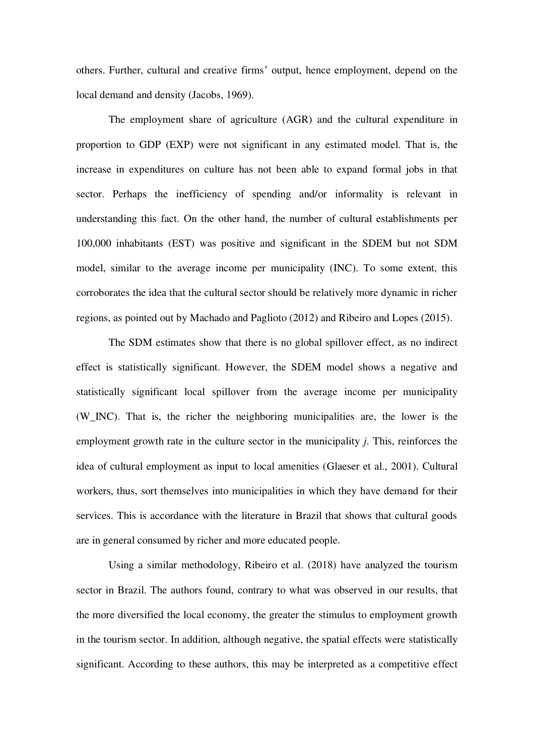others. Further, cultural and creative firms' output, hence employment, depend on the local demand and density (Jacobs, 1969).

The employment share of agriculture (AGR) and the cultural expenditure in proportion to GDP (EXP) were not significant in any estimated model. That is, the increase in expenditures on culture has not been able to expand formal jobs in that sector. Perhaps the inefficiency of spending and/or informality is relevant in understanding this fact. On the other hand, the number of cultural establishments per 100,000 inhabitants (EST) was positive and significant in the SDEM but not SDM model, similar to the average income per municipality (INC). To some extent, this corroborates the idea that the cultural sector should be relatively more dynamic in richer regions, as pointed out by Machado and Paglioto (2012) and Ribeiro and Lopes (2015).

The SDM estimates show that there is no global spillover effect, as no indirect effect is statistically significant. However, the SDEM model shows a negative and statistically significant local spillover from the average income per municipality (W_INC). That is, the richer the neighboring municipalities are, the lower is the employment growth rate in the culture sector in the municipality *j*. This, reinforces the idea of cultural employment as input to local amenities (Glaeser et al., 2001). Cultural workers, thus, sort themselves into municipalities in which they have demand for their services. This is accordance with the literature in Brazil that shows that cultural goods are in general consumed by richer and more educated people.

Using a similar methodology, Ribeiro et al. (2018) have analyzed the tourism sector in Brazil. The authors found, contrary to what was observed in our results, that the more diversified the local economy, the greater the stimulus to employment growth in the tourism sector. In addition, although negative, the spatial effects were statistically significant. According to these authors, this may be interpreted as a competitive effect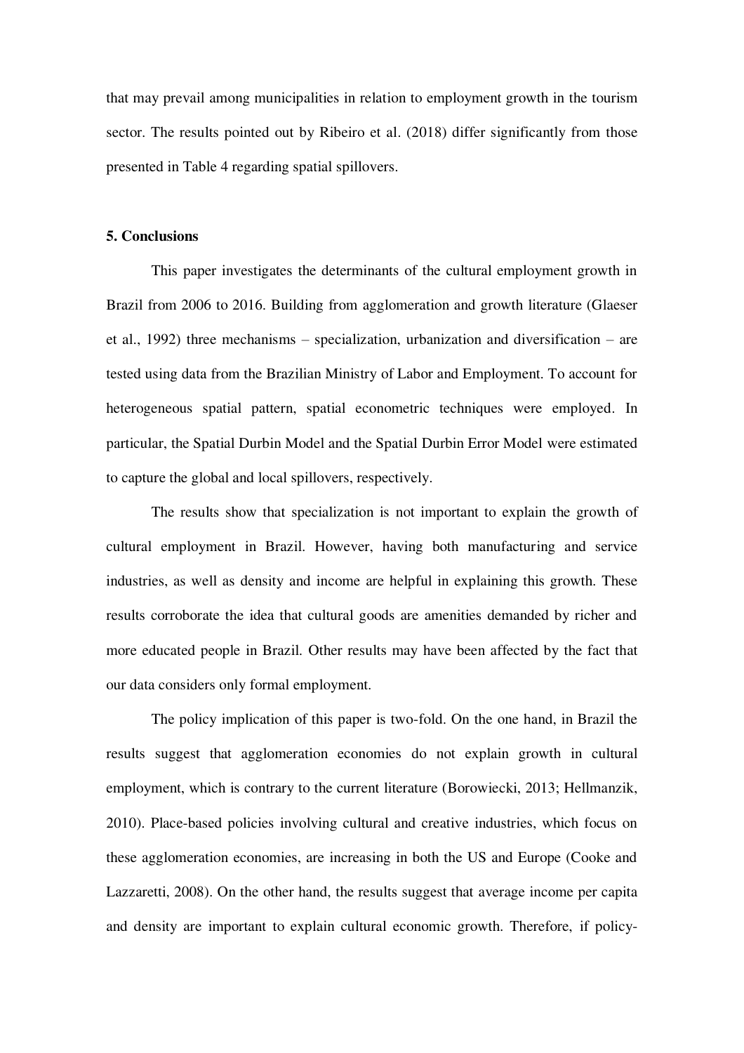that may prevail among municipalities in relation to employment growth in the tourism sector. The results pointed out by Ribeiro et al. (2018) differ significantly from those presented in Table 4 regarding spatial spillovers.

## 5. Conclusions

This paper investigates the determinants of the cultural employment growth in Brazil from 2006 to 2016. Building from agglomeration and growth literature (Glaeser et al., 1992) three mechanisms – specialization, urbanization and diversification – are tested using data from the Brazilian Ministry of Labor and Employment. To account for heterogeneous spatial pattern, spatial econometric techniques were employed. In particular, the Spatial Durbin Model and the Spatial Durbin Error Model were estimated to capture the global and local spillovers, respectively.

The results show that specialization is not important to explain the growth of cultural employment in Brazil. However, having both manufacturing and service industries, as well as density and income are helpful in explaining this growth. These results corroborate the idea that cultural goods are amenities demanded by richer and more educated people in Brazil. Other results may have been affected by the fact that our data considers only formal employment.

The policy implication of this paper is two-fold. On the one hand, in Brazil the results suggest that agglomeration economies do not explain growth in cultural employment, which is contrary to the current literature (Borowiecki, 2013; Hellmanzik, 2010). Place-based policies involving cultural and creative industries, which focus on these agglomeration economies, are increasing in both the US and Europe (Cooke and Lazzaretti, 2008). On the other hand, the results suggest that average income per capita and density are important to explain cultural economic growth. Therefore, if policy-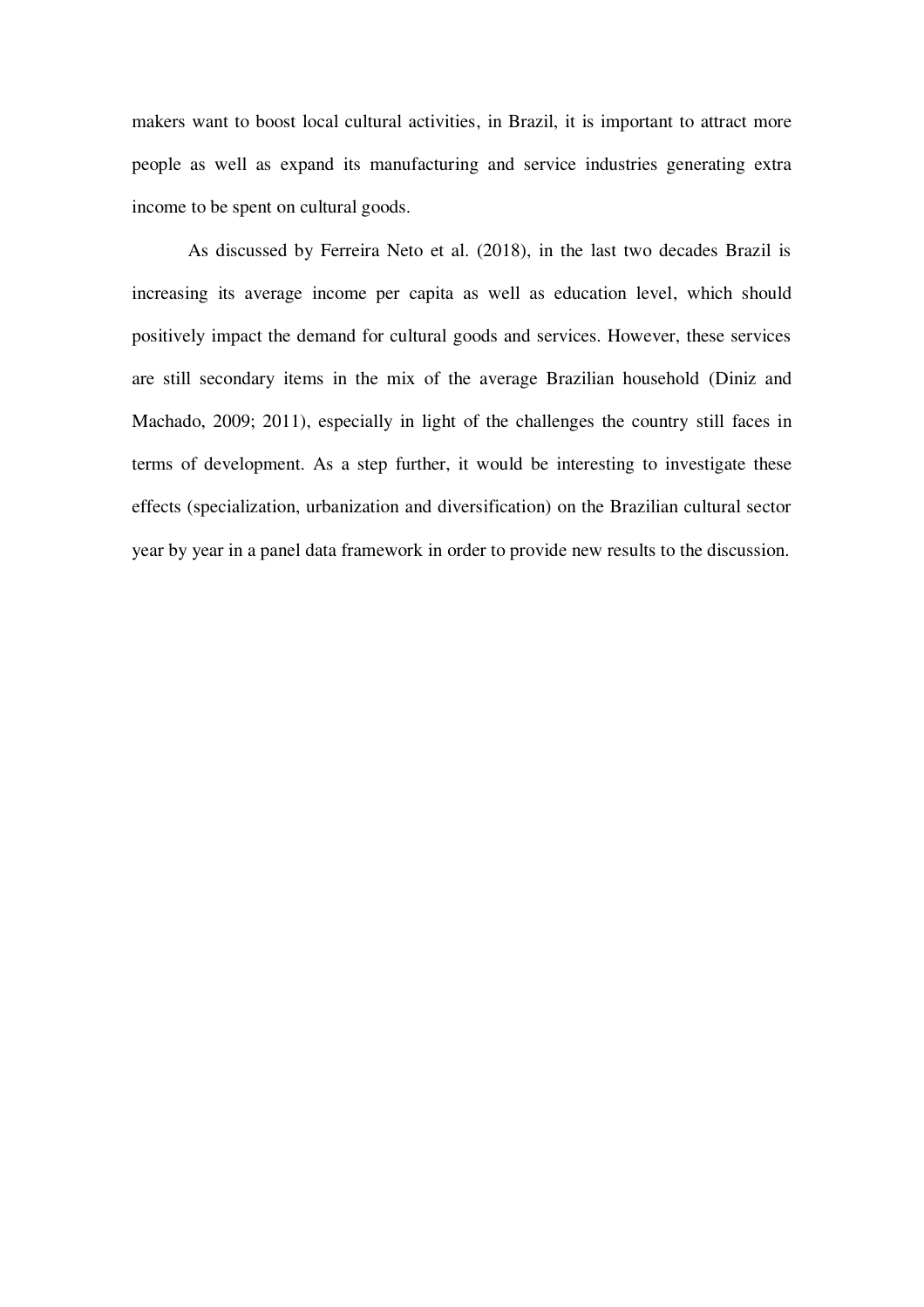makers want to boost local cultural activities, in Brazil, it is important to attract more people as well as expand its manufacturing and service industries generating extra income to be spent on cultural goods.

As discussed by Ferreira Neto et al. (2018), in the last two decades Brazil is increasing its average income per capita as well as education level, which should positively impact the demand for cultural goods and services. However, these services are still secondary items in the mix of the average Brazilian household (Diniz and Machado, 2009; 2011), especially in light of the challenges the country still faces in terms of development. As a step further, it would be interesting to investigate these effects (specialization, urbanization and diversification) on the Brazilian cultural sector year by year in a panel data framework in order to provide new results to the discussion.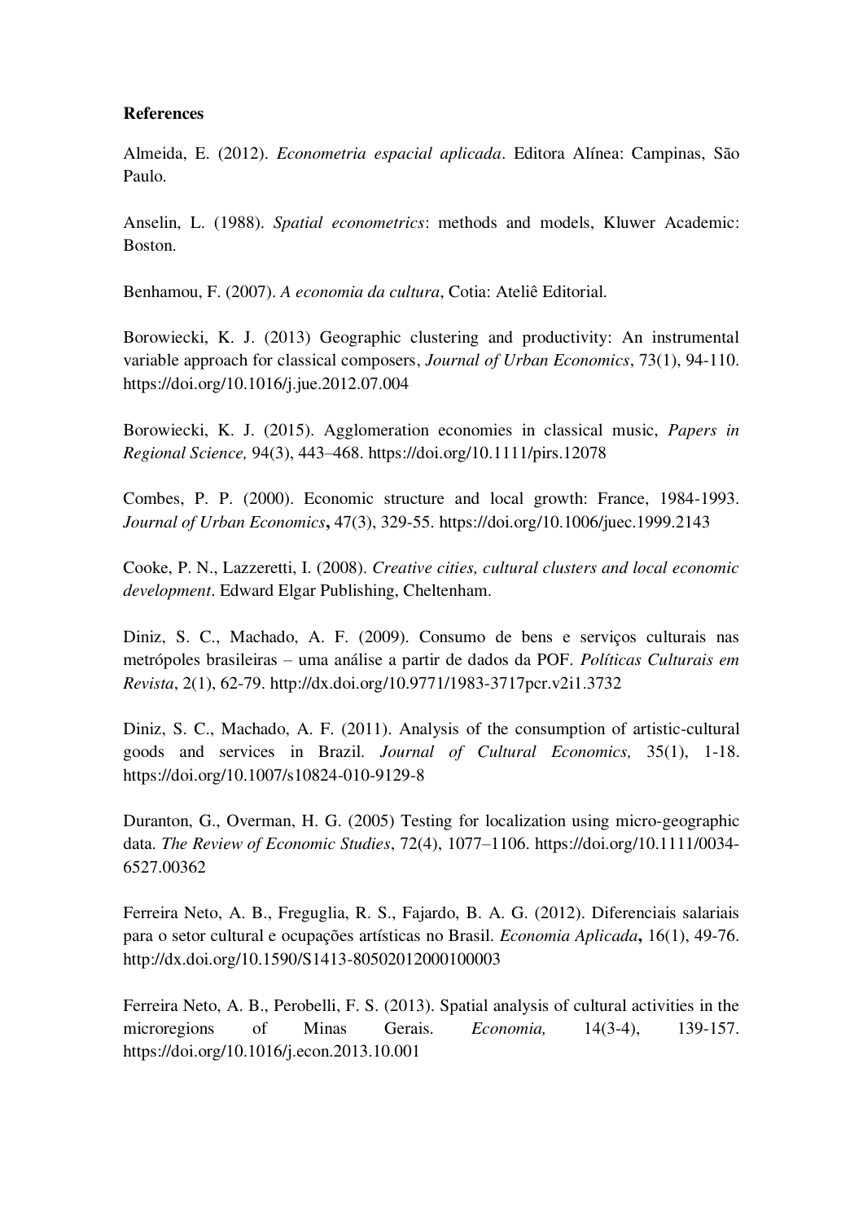**References**

Almeida, E. (2012). *Econometria espacial aplicada*. Editora Alínea: Campinas, São Paulo.

Anselin, L. (1988). *Spatial econometrics*: methods and models, Kluwer Academic: Boston.

Benhamou, F. (2007). *A economia da cultura*, Cotia: Ateliê Editorial.

Borowiecki, K. J. (2013) Geographic clustering and productivity: An instrumental variable approach for classical composers, *Journal of Urban Economics*, 73(1), 94-110. https://doi.org/10.1016/j.jue.2012.07.004

Borowiecki, K. J. (2015). Agglomeration economies in classical music, *Papers in Regional Science,* 94(3), 443–468. https://doi.org/10.1111/pirs.12078

Combes, P. P. (2000). Economic structure and local growth: France, 1984-1993. *Journal of Urban Economics***,** 47(3), 329-55. https://doi.org/10.1006/juec.1999.2143

Cooke, P. N., Lazzeretti, I. (2008). *Creative cities, cultural clusters and local economic development*. Edward Elgar Publishing, Cheltenham.

Diniz, S. C., Machado, A. F. (2009). Consumo de bens e serviços culturais nas metrópoles brasileiras – uma análise a partir de dados da POF. *Políticas Culturais em Revista*, 2(1), 62-79. http://dx.doi.org/10.9771/1983-3717pcr.v2i1.3732

Diniz, S. C., Machado, A. F. (2011). Analysis of the consumption of artistic-cultural goods and services in Brazil. *Journal of Cultural Economics,* 35(1), 1-18. https://doi.org/10.1007/s10824-010-9129-8

Duranton, G., Overman, H. G. (2005) Testing for localization using micro-geographic data. *The Review of Economic Studies*, 72(4), 1077–1106. https://doi.org/10.1111/0034-6527.00362

Ferreira Neto, A. B., Freguglia, R. S., Fajardo, B. A. G. (2012). Diferenciais salariais para o setor cultural e ocupações artísticas no Brasil. *Economia Aplicada***,** 16(1), 49-76. http://dx.doi.org/10.1590/S1413-80502012000100003

Ferreira Neto, A. B., Perobelli, F. S. (2013). Spatial analysis of cultural activities in the microregions of Minas Gerais. *Economia,* 14(3-4), 139-157. https://doi.org/10.1016/j.econ.2013.10.001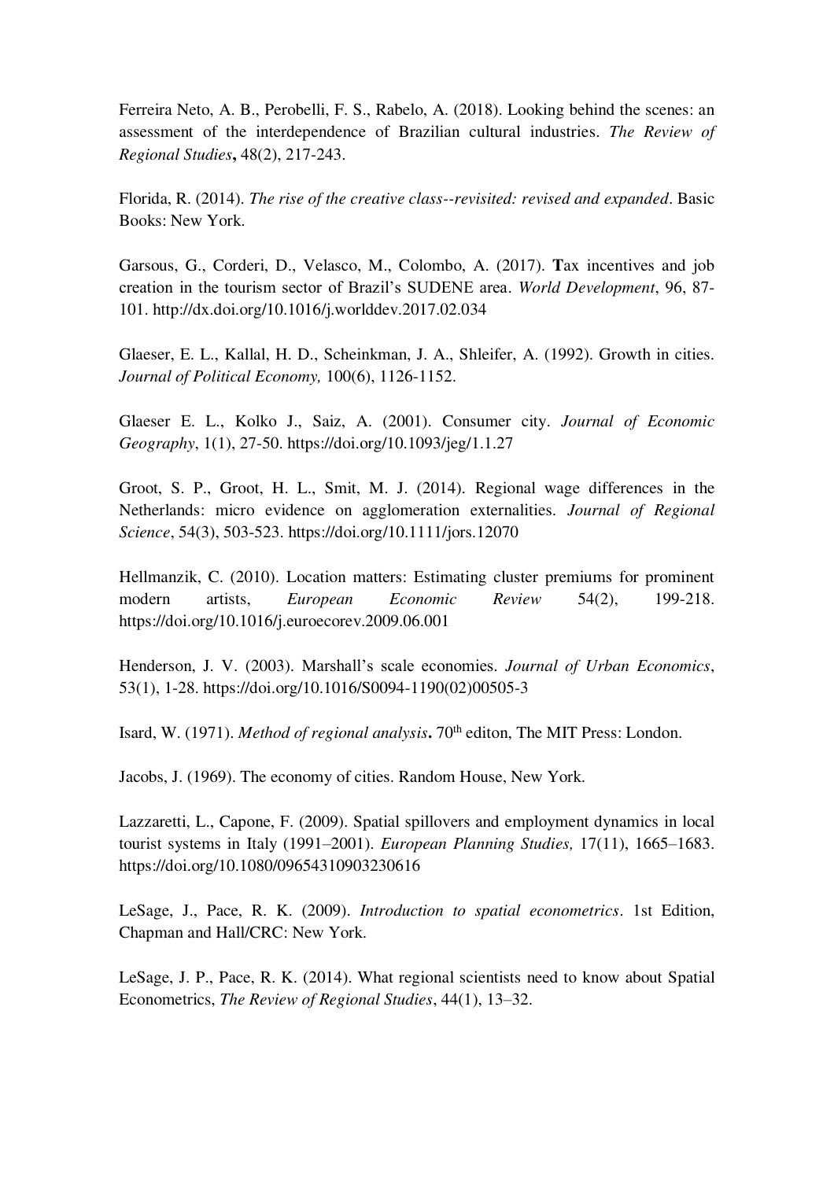Ferreira Neto, A. B., Perobelli, F. S., Rabelo, A. (2018). Looking behind the scenes: an assessment of the interdependence of Brazilian cultural industries. *The Review of Regional Studies***,** 48(2), 217-243.

Florida, R. (2014). *The rise of the creative class--revisited: revised and expanded*. Basic Books: New York.

Garsous, G., Corderi, D., Velasco, M., Colombo, A. (2017). **T**ax incentives and job creation in the tourism sector of Brazil's SUDENE area. *World Development*, 96, 87-101. http://dx.doi.org/10.1016/j.worlddev.2017.02.034

Glaeser, E. L., Kallal, H. D., Scheinkman, J. A., Shleifer, A. (1992). Growth in cities. *Journal of Political Economy,* 100(6), 1126-1152.

Glaeser E. L., Kolko J., Saiz, A. (2001). Consumer city. *Journal of Economic Geography*, 1(1), 27-50. https://doi.org/10.1093/jeg/1.1.27

Groot, S. P., Groot, H. L., Smit, M. J. (2014). Regional wage differences in the Netherlands: micro evidence on agglomeration externalities. *Journal of Regional Science*, 54(3), 503-523. https://doi.org/10.1111/jors.12070

Hellmanzik, C. (2010). Location matters: Estimating cluster premiums for prominent modern artists, *European Economic Review* 54(2), 199-218. https://doi.org/10.1016/j.euroecorev.2009.06.001

Henderson, J. V. (2003). Marshall's scale economies. *Journal of Urban Economics*, 53(1), 1-28. https://doi.org/10.1016/S0094-1190(02)00505-3

Isard, W. (1971). *Method of regional analysis***.** 70th editon, The MIT Press: London.

Jacobs, J. (1969). The economy of cities. Random House, New York.

Lazzaretti, L., Capone, F. (2009). Spatial spillovers and employment dynamics in local tourist systems in Italy (1991–2001). *European Planning Studies,* 17(11), 1665–1683. https://doi.org/10.1080/09654310903230616

LeSage, J., Pace, R. K. (2009). *Introduction to spatial econometrics*. 1st Edition, Chapman and Hall/CRC: New York.

LeSage, J. P., Pace, R. K. (2014). What regional scientists need to know about Spatial Econometrics, *The Review of Regional Studies*, 44(1), 13–32.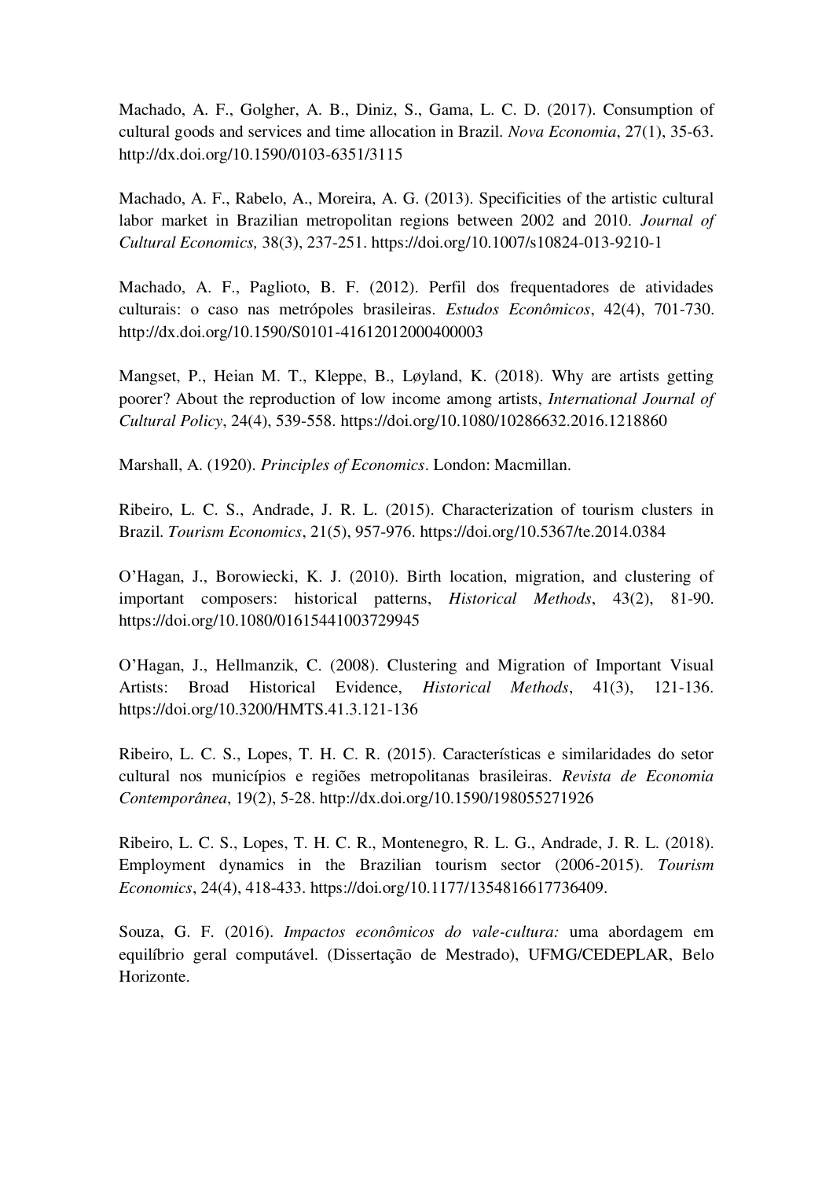Machado, A. F., Golgher, A. B., Diniz, S., Gama, L. C. D. (2017). Consumption of cultural goods and services and time allocation in Brazil. *Nova Economia*, 27(1), 35-63. http://dx.doi.org/10.1590/0103-6351/3115

Machado, A. F., Rabelo, A., Moreira, A. G. (2013). Specificities of the artistic cultural labor market in Brazilian metropolitan regions between 2002 and 2010. *Journal of Cultural Economics,* 38(3), 237-251. https://doi.org/10.1007/s10824-013-9210-1

Machado, A. F., Paglioto, B. F. (2012). Perfil dos frequentadores de atividades culturais: o caso nas metrópoles brasileiras. *Estudos Econômicos*, 42(4), 701-730. http://dx.doi.org/10.1590/S0101-41612012000400003

Mangset, P., Heian M. T., Kleppe, B., Løyland, K. (2018). Why are artists getting poorer? About the reproduction of low income among artists, *International Journal of Cultural Policy*, 24(4), 539-558. https://doi.org/10.1080/10286632.2016.1218860

Marshall, A. (1920). *Principles of Economics*. London: Macmillan.

Ribeiro, L. C. S., Andrade, J. R. L. (2015). Characterization of tourism clusters in Brazil. *Tourism Economics*, 21(5), 957-976. https://doi.org/10.5367/te.2014.0384

O'Hagan, J., Borowiecki, K. J. (2010). Birth location, migration, and clustering of important composers: historical patterns, *Historical Methods*, 43(2), 81-90. https://doi.org/10.1080/01615441003729945

O'Hagan, J., Hellmanzik, C. (2008). Clustering and Migration of Important Visual Artists: Broad Historical Evidence, *Historical Methods*, 41(3), 121-136. https://doi.org/10.3200/HMTS.41.3.121-136

Ribeiro, L. C. S., Lopes, T. H. C. R. (2015). Características e similaridades do setor cultural nos municípios e regiões metropolitanas brasileiras. *Revista de Economia Contemporânea*, 19(2), 5-28. http://dx.doi.org/10.1590/198055271926

Ribeiro, L. C. S., Lopes, T. H. C. R., Montenegro, R. L. G., Andrade, J. R. L. (2018). Employment dynamics in the Brazilian tourism sector (2006-2015). *Tourism Economics*, 24(4), 418-433. https://doi.org/10.1177/1354816617736409.

Souza, G. F. (2016). *Impactos econômicos do vale-cultura:* uma abordagem em equilíbrio geral computável. (Dissertação de Mestrado), UFMG/CEDEPLAR, Belo Horizonte.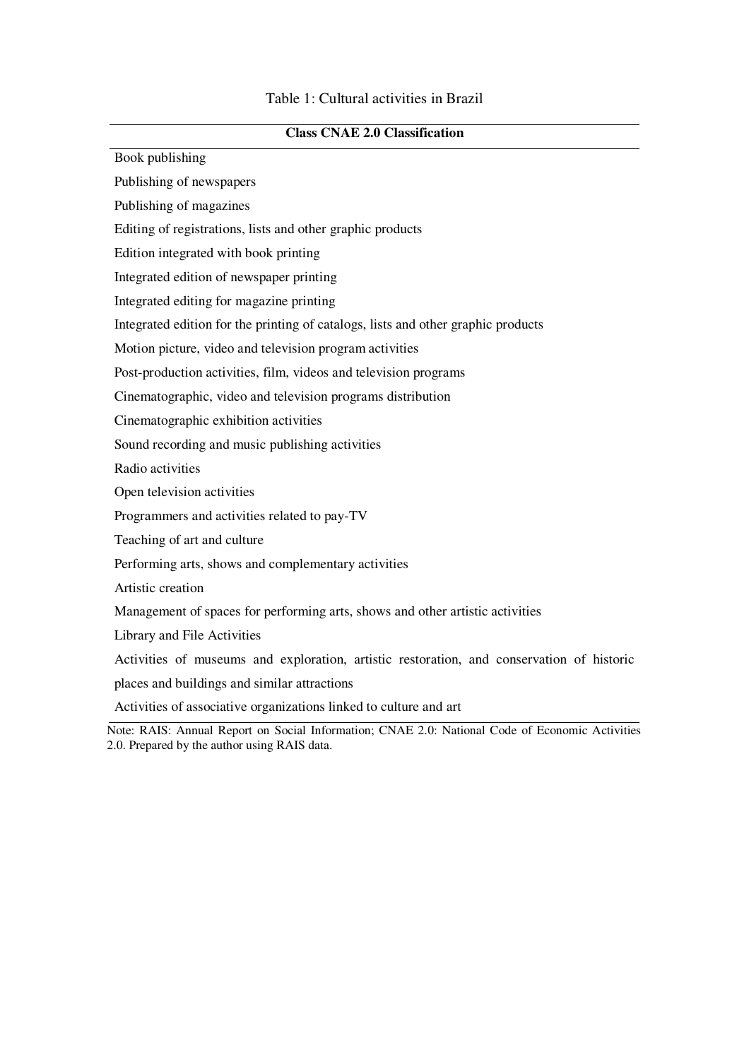Table 1: Cultural activities in Brazil

| Class CNAE 2.0 Classification |
|---|
| Book publishing |
| Publishing of newspapers |
| Publishing of magazines |
| Editing of registrations, lists and other graphic products |
| Edition integrated with book printing |
| Integrated edition of newspaper printing |
| Integrated editing for magazine printing |
| Integrated edition for the printing of catalogs, lists and other graphic products |
| Motion picture, video and television program activities |
| Post-production activities, film, videos and television programs |
| Cinematographic, video and television programs distribution |
| Cinematographic exhibition activities |
| Sound recording and music publishing activities |
| Radio activities |
| Open television activities |
| Programmers and activities related to pay-TV |
| Teaching of art and culture |
| Performing arts, shows and complementary activities |
| Artistic creation |
| Management of spaces for performing arts, shows and other artistic activities |
| Library and File Activities |
| Activities of museums and exploration, artistic restoration, and conservation of historic places and buildings and similar attractions |
| Activities of associative organizations linked to culture and art |

Note: RAIS: Annual Report on Social Information; CNAE 2.0: National Code of Economic Activities 2.0. Prepared by the author using RAIS data.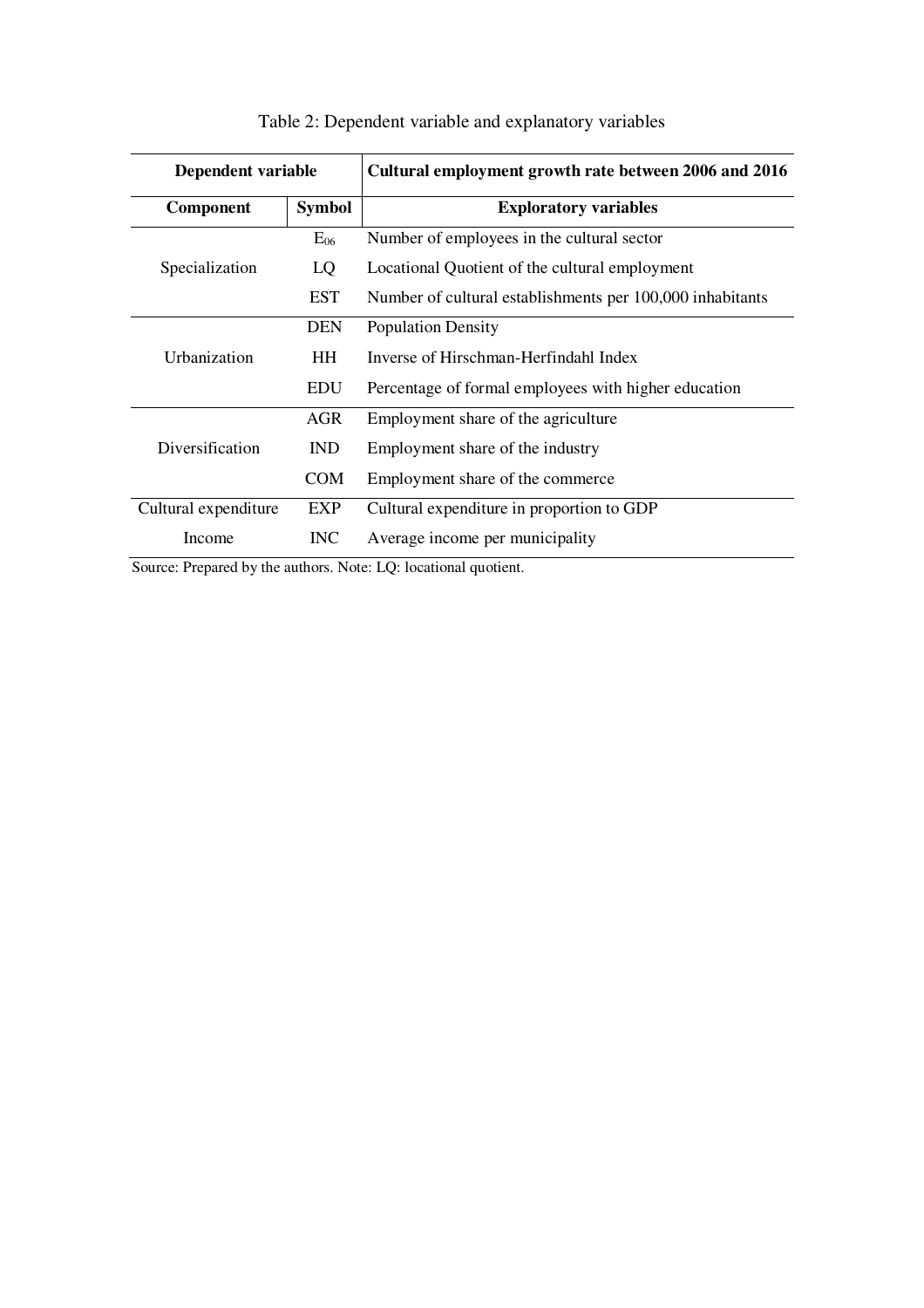Table 2: Dependent variable and explanatory variables

| Dependent variable | | Cultural employment growth rate between 2006 and 2016 |
|---|---|---|
| **Component** | **Symbol** | **Exploratory variables** |
| Specialization | $E_{06}$ | Number of employees in the cultural sector |
| | LQ | Locational Quotient of the cultural employment |
| | EST | Number of cultural establishments per 100,000 inhabitants |
| Urbanization | DEN | Population Density |
| | HH | Inverse of Hirschman-Herfindahl Index |
| | EDU | Percentage of formal employees with higher education |
| Diversification | AGR | Employment share of the agriculture |
| | IND | Employment share of the industry |
| | COM | Employment share of the commerce |
| Cultural expenditure | EXP | Cultural expenditure in proportion to GDP |
| Income | INC | Average income per municipality |

Source: Prepared by the authors. Note: LQ: locational quotient.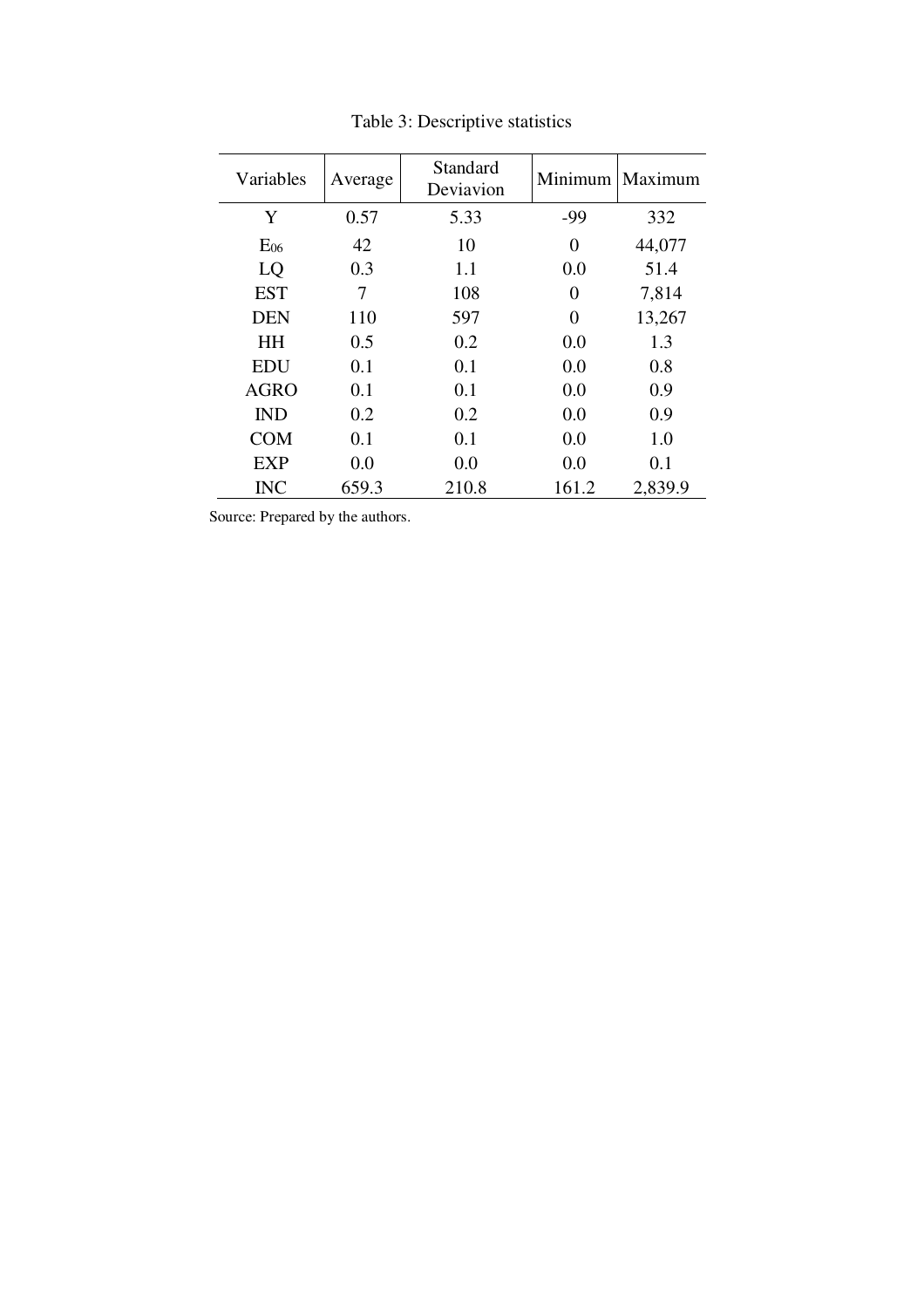Table 3: Descriptive statistics

| Variables | Average | Standard Deviavion | Minimum | Maximum |
|---|---|---|---|---|
| Y | 0.57 | 5.33 | -99 | 332 |
| $E_{06}$ | 42 | 10 | 0 | 44,077 |
| LQ | 0.3 | 1.1 | 0.0 | 51.4 |
| EST | 7 | 108 | 0 | 7,814 |
| DEN | 110 | 597 | 0 | 13,267 |
| HH | 0.5 | 0.2 | 0.0 | 1.3 |
| EDU | 0.1 | 0.1 | 0.0 | 0.8 |
| AGRO | 0.1 | 0.1 | 0.0 | 0.9 |
| IND | 0.2 | 0.2 | 0.0 | 0.9 |
| COM | 0.1 | 0.1 | 0.0 | 1.0 |
| EXP | 0.0 | 0.0 | 0.0 | 0.1 |
| INC | 659.3 | 210.8 | 161.2 | 2,839.9 |

Source: Prepared by the authors.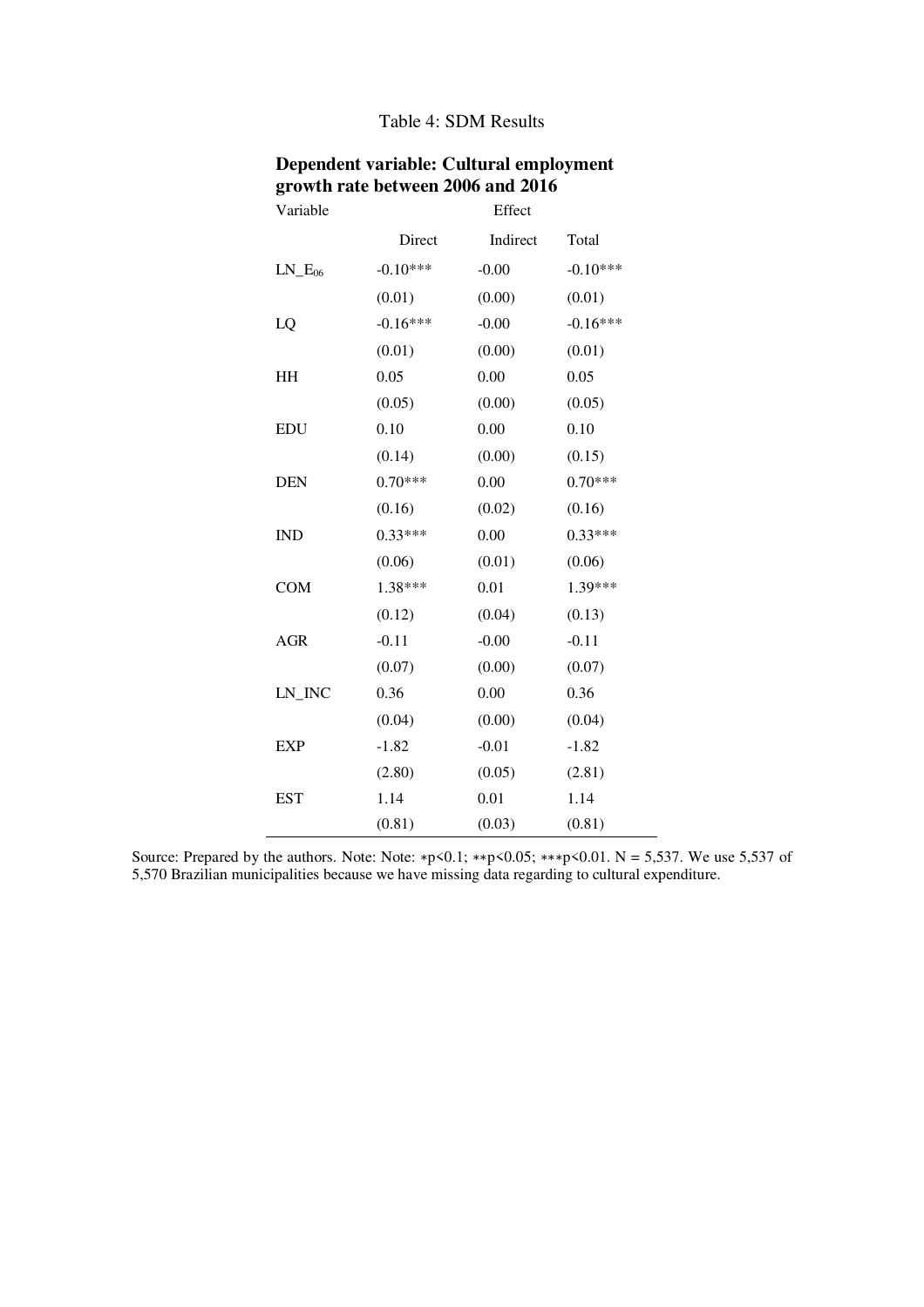Table 4: SDM Results

| **Dependent variable: Cultural employment growth rate between 2006 and 2016** | | | |
|---|---|---|---|
| Variable | Effect | | |
| | Direct | Indirect | Total |
| $LN\_E_{06}$ | -0.10*** | -0.00 | -0.10*** |
| | (0.01) | (0.00) | (0.01) |
| LQ | -0.16*** | -0.00 | -0.16*** |
| | (0.01) | (0.00) | (0.01) |
| HH | 0.05 | 0.00 | 0.05 |
| | (0.05) | (0.00) | (0.05) |
| EDU | 0.10 | 0.00 | 0.10 |
| | (0.14) | (0.00) | (0.15) |
| DEN | 0.70*** | 0.00 | 0.70*** |
| | (0.16) | (0.02) | (0.16) |
| IND | 0.33*** | 0.00 | 0.33*** |
| | (0.06) | (0.01) | (0.06) |
| COM | 1.38*** | 0.01 | 1.39*** |
| | (0.12) | (0.04) | (0.13) |
| AGR | -0.11 | -0.00 | -0.11 |
| | (0.07) | (0.00) | (0.07) |
| LN_INC | 0.36 | 0.00 | 0.36 |
| | (0.04) | (0.00) | (0.04) |
| EXP | -1.82 | -0.01 | -1.82 |
| | (2.80) | (0.05) | (2.81) |
| EST | 1.14 | 0.01 | 1.14 |
| | (0.81) | (0.03) | (0.81) |

Source: Prepared by the authors. Note: Note: *p<0.1; **p<0.05; ***p<0.01. N = 5,537. We use 5,537 of 5,570 Brazilian municipalities because we have missing data regarding to cultural expenditure.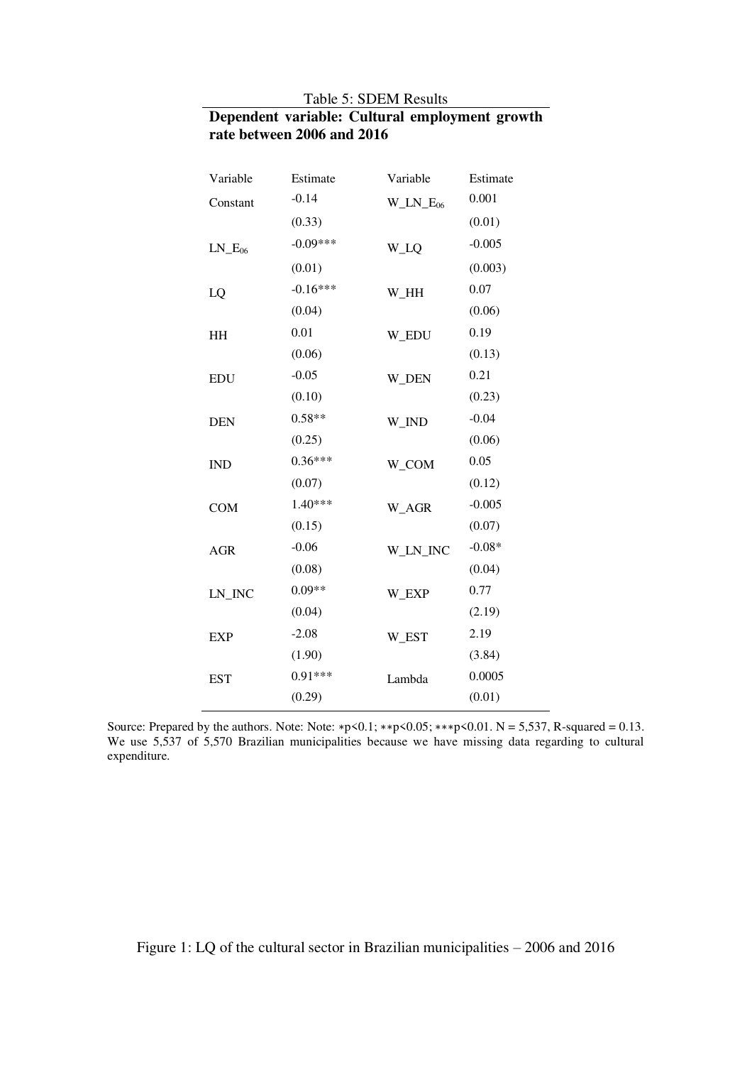Table 5: SDEM Results

**Dependent variable: Cultural employment growth rate between 2006 and 2016**

| Variable | Estimate | Variable | Estimate |
|---|---|---|---|
| Constant | -0.14 | $W\_LN\_E_{06}$ | 0.001 |
| | (0.33) | | (0.01) |
| $LN\_E_{06}$ | -0.09*** | W_LQ | -0.005 |
| | (0.01) | | (0.003) |
| LQ | -0.16*** | W_HH | 0.07 |
| | (0.04) | | (0.06) |
| HH | 0.01 | W_EDU | 0.19 |
| | (0.06) | | (0.13) |
| EDU | -0.05 | W_DEN | 0.21 |
| | (0.10) | | (0.23) |
| DEN | 0.58** | W_IND | -0.04 |
| | (0.25) | | (0.06) |
| IND | 0.36*** | W_COM | 0.05 |
| | (0.07) | | (0.12) |
| COM | 1.40*** | W_AGR | -0.005 |
| | (0.15) | | (0.07) |
| AGR | -0.06 | W_LN_INC | -0.08* |
| | (0.08) | | (0.04) |
| LN_INC | 0.09** | W_EXP | 0.77 |
| | (0.04) | | (2.19) |
| EXP | -2.08 | W_EST | 2.19 |
| | (1.90) | | (3.84) |
| EST | 0.91*** | Lambda | 0.0005 |
| | (0.29) | | (0.01) |

Source: Prepared by the authors. Note: Note: *p<0.1; **p<0.05; ***p<0.01. N = 5,537, R-squared = 0.13. We use 5,537 of 5,570 Brazilian municipalities because we have missing data regarding to cultural expenditure.

Figure 1: LQ of the cultural sector in Brazilian municipalities – 2006 and 2016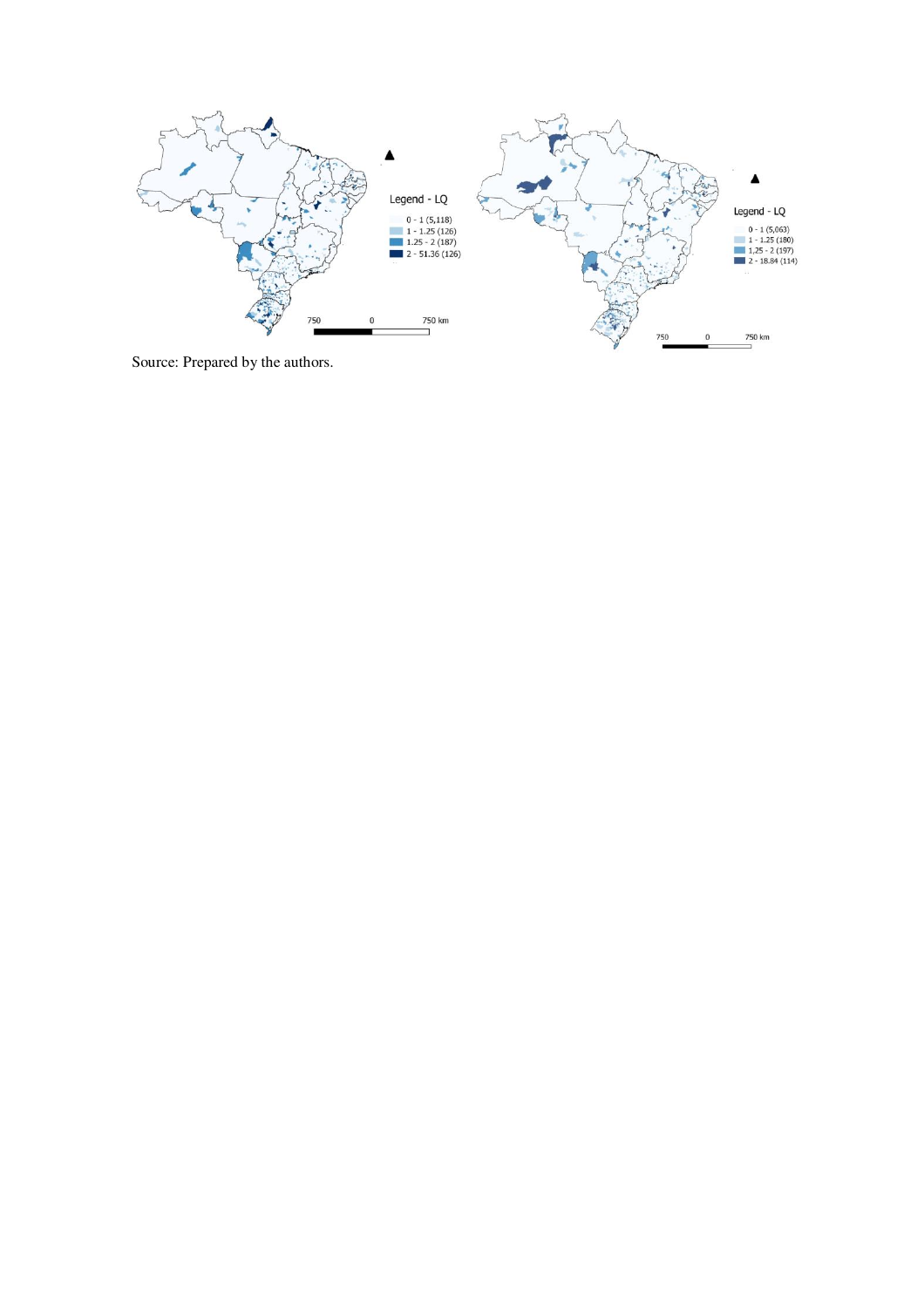Legend - LQ

0 - 1 (5,118)
1 - 1.25 (126)
1.25 - 2 (187)
2 - 51.36 (126)

750 0 750 km

Legend - LQ

0 - 1 (5,063)
1 - 1.25 (180)
1,25 - 2 (197)
2 - 18.84 (114)

750 0 750 km

Source: Prepared by the authors.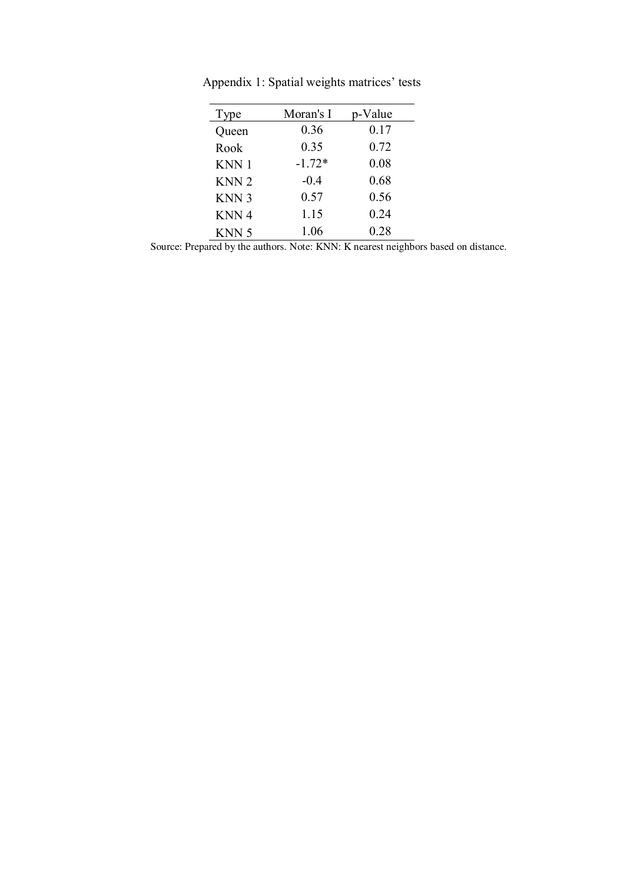Appendix 1: Spatial weights matrices' tests

| Type | Moran's I | p-Value |
|---|---|---|
| Queen | 0.36 | 0.17 |
| Rook | 0.35 | 0.72 |
| KNN 1 | -1.72* | 0.08 |
| KNN 2 | -0.4 | 0.68 |
| KNN 3 | 0.57 | 0.56 |
| KNN 4 | 1.15 | 0.24 |
| KNN 5 | 1.06 | 0.28 |

Source: Prepared by the authors. Note: KNN: K nearest neighbors based on distance.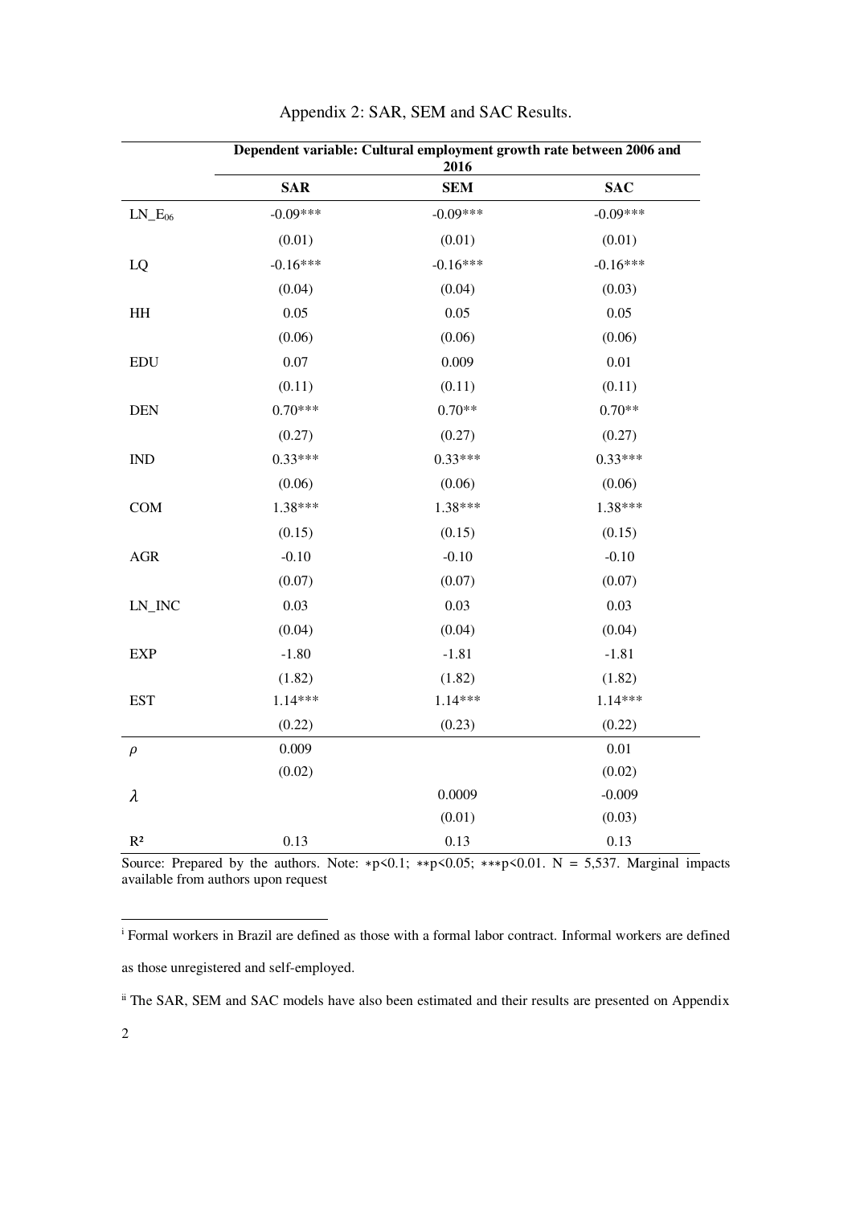Appendix 2: SAR, SEM and SAC Results.

| | Dependent variable: Cultural employment growth rate between 2006 and 2016 | | |
|---|---|---|---|
| | **SAR** | **SEM** | **SAC** |
| $LN\_E_{06}$ | -0.09*** | -0.09*** | -0.09*** |
| | (0.01) | (0.01) | (0.01) |
| LQ | -0.16*** | -0.16*** | -0.16*** |
| | (0.04) | (0.04) | (0.03) |
| HH | 0.05 | 0.05 | 0.05 |
| | (0.06) | (0.06) | (0.06) |
| EDU | 0.07 | 0.009 | 0.01 |
| | (0.11) | (0.11) | (0.11) |
| DEN | 0.70*** | 0.70** | 0.70** |
| | (0.27) | (0.27) | (0.27) |
| IND | 0.33*** | 0.33*** | 0.33*** |
| | (0.06) | (0.06) | (0.06) |
| COM | 1.38*** | 1.38*** | 1.38*** |
| | (0.15) | (0.15) | (0.15) |
| AGR | -0.10 | -0.10 | -0.10 |
| | (0.07) | (0.07) | (0.07) |
| LN_INC | 0.03 | 0.03 | 0.03 |
| | (0.04) | (0.04) | (0.04) |
| EXP | -1.80 | -1.81 | -1.81 |
| | (1.82) | (1.82) | (1.82) |
| EST | 1.14*** | 1.14*** | 1.14*** |
| | (0.22) | (0.23) | (0.22) |
| $\rho$ | 0.009 | | 0.01 |
| | (0.02) | | (0.02) |
| $\lambda$ | | 0.0009 | -0.009 |
| | | (0.01) | (0.03) |
| $R^2$ | 0.13 | 0.13 | 0.13 |

Source: Prepared by the authors. Note: *p<0.1; **p<0.05; ***p<0.01. N = 5,537. Marginal impacts available from authors upon request

---

[i] Formal workers in Brazil are defined as those with a formal labor contract. Informal workers are defined as those unregistered and self-employed.

[ii] The SAR, SEM and SAC models have also been estimated and their results are presented on Appendix 2